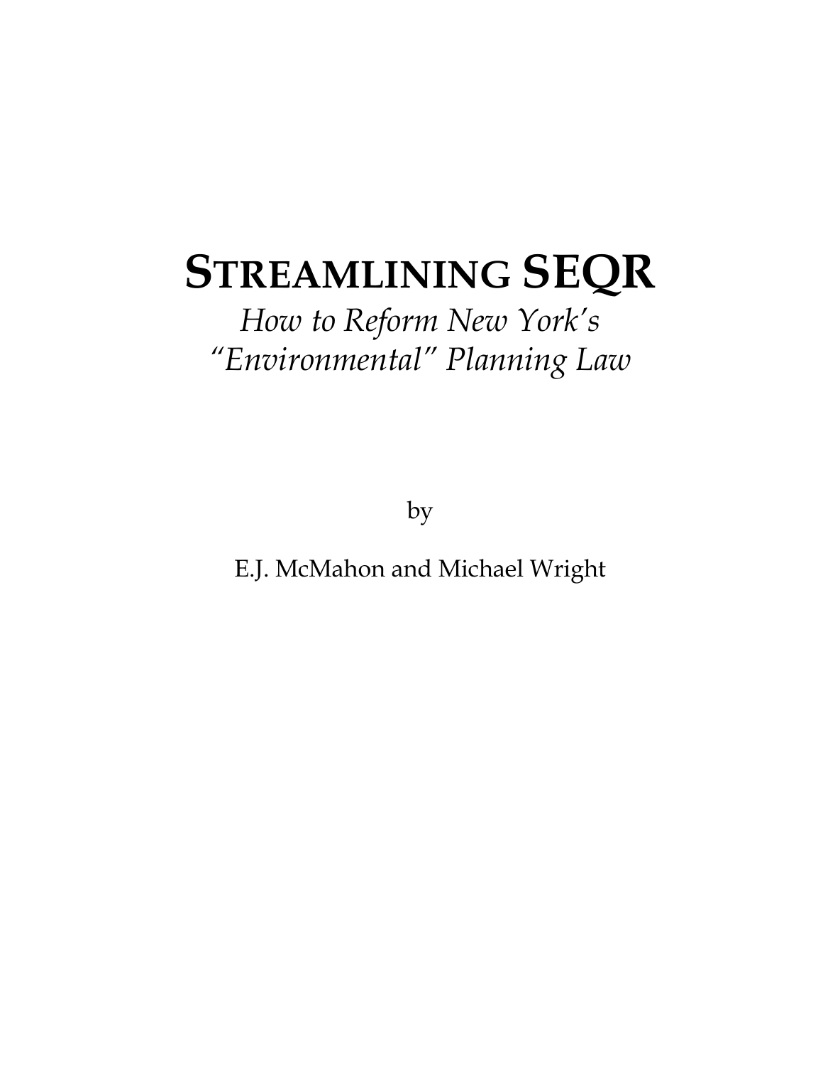# STREAMLINING SEQR

*How to Reform New York's "Environmental" Planning Law*

by

E.J. McMahon and Michael Wright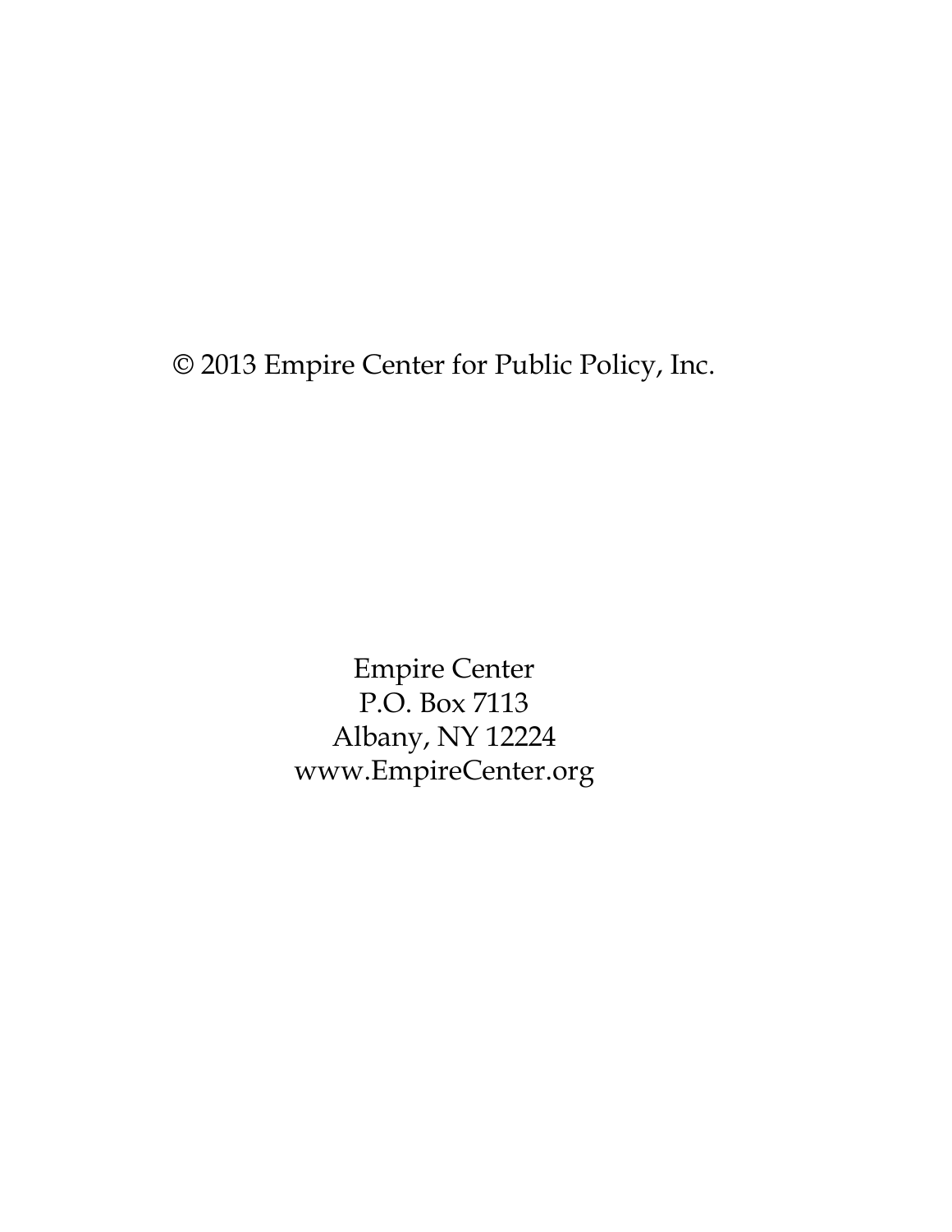© 2013 Empire Center for Public Policy, Inc.

Empire Center  
P.O. Box 7113  
Albany, NY 12224  
www.EmpireCenter.org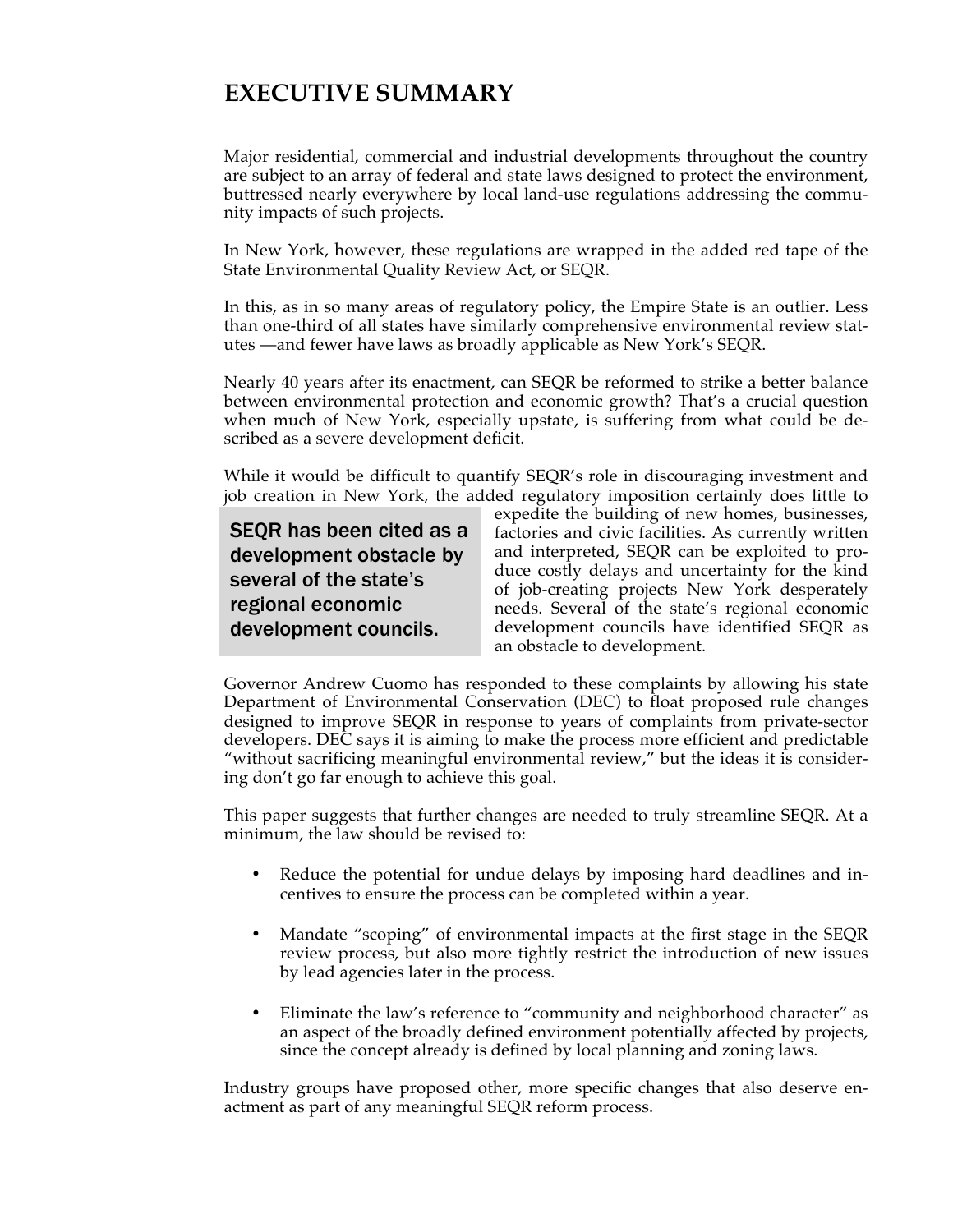# EXECUTIVE SUMMARY

Major residential, commercial and industrial developments throughout the country are subject to an array of federal and state laws designed to protect the environment, buttressed nearly everywhere by local land-use regulations addressing the community impacts of such projects.

In New York, however, these regulations are wrapped in the added red tape of the State Environmental Quality Review Act, or SEQR.

In this, as in so many areas of regulatory policy, the Empire State is an outlier. Less than one-third of all states have similarly comprehensive environmental review statutes —and fewer have laws as broadly applicable as New York's SEQR.

Nearly 40 years after its enactment, can SEQR be reformed to strike a better balance between environmental protection and economic growth? That's a crucial question when much of New York, especially upstate, is suffering from what could be described as a severe development deficit.

While it would be difficult to quantify SEQR's role in discouraging investment and job creation in New York, the added regulatory imposition certainly does little to expedite the building of new homes, businesses, factories and civic facilities. As currently written and interpreted, SEQR can be exploited to produce costly delays and uncertainty for the kind of job-creating projects New York desperately needs. Several of the state's regional economic development councils have identified SEQR as an obstacle to development.

> SEQR has been cited as a development obstacle by several of the state's regional economic development councils.

Governor Andrew Cuomo has responded to these complaints by allowing his state Department of Environmental Conservation (DEC) to float proposed rule changes designed to improve SEQR in response to years of complaints from private-sector developers. DEC says it is aiming to make the process more efficient and predictable "without sacrificing meaningful environmental review," but the ideas it is considering don't go far enough to achieve this goal.

This paper suggests that further changes are needed to truly streamline SEQR. At a minimum, the law should be revised to:

- Reduce the potential for undue delays by imposing hard deadlines and incentives to ensure the process can be completed within a year.
- Mandate "scoping" of environmental impacts at the first stage in the SEQR review process, but also more tightly restrict the introduction of new issues by lead agencies later in the process.
- Eliminate the law's reference to "community and neighborhood character" as an aspect of the broadly defined environment potentially affected by projects, since the concept already is defined by local planning and zoning laws.

Industry groups have proposed other, more specific changes that also deserve enactment as part of any meaningful SEQR reform process.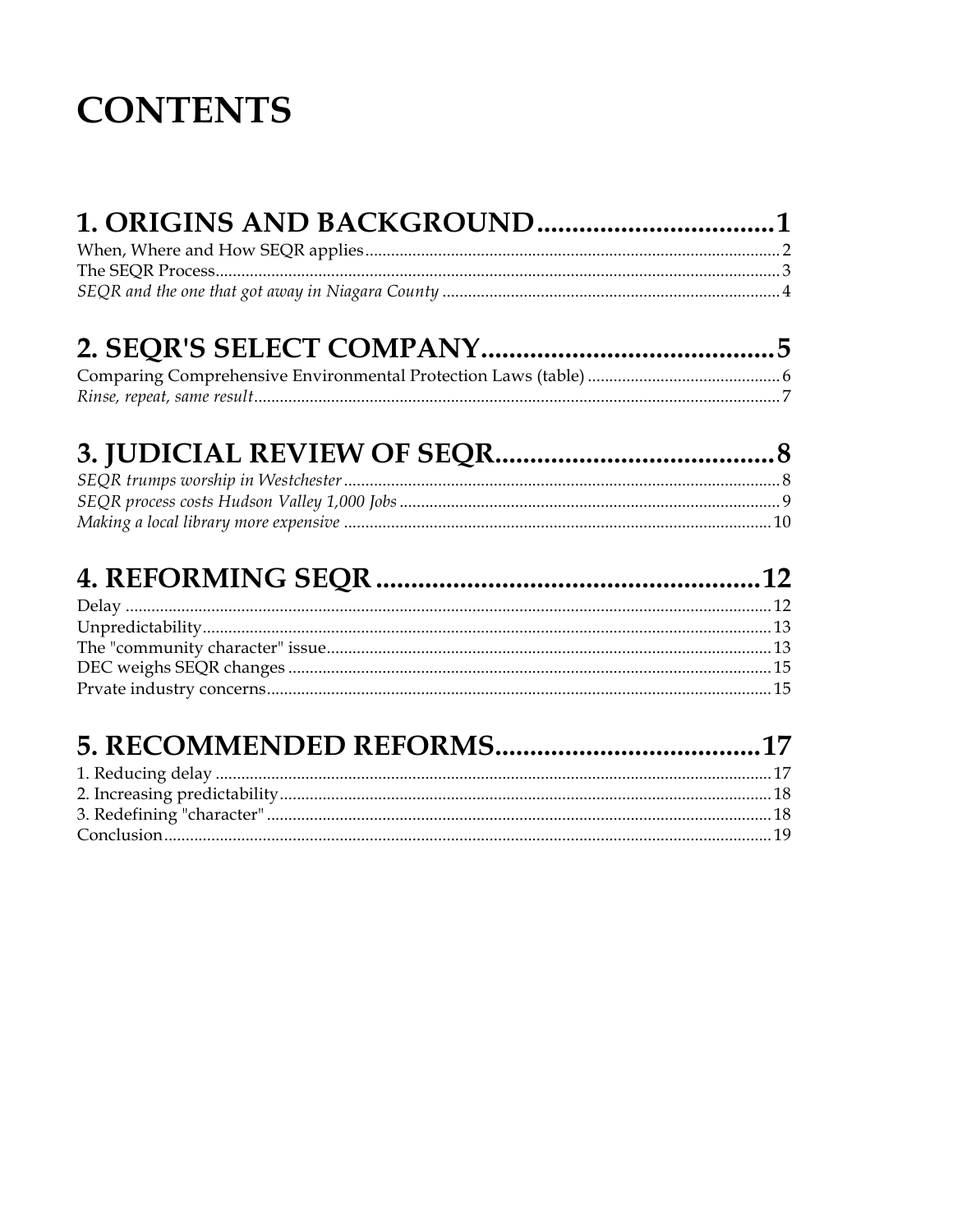# CONTENTS

## 1. ORIGINS AND BACKGROUND..................................1

When, Where and How SEQR applies..................................2
The SEQR Process..................................3
*SEQR and the one that got away in Niagara County*..................................4

## 2. SEQR'S SELECT COMPANY..................................5

Comparing Comprehensive Environmental Protection Laws (table)..................................6
*Rinse, repeat, same result*..................................7

## 3. JUDICIAL REVIEW OF SEQR..................................8

*SEQR trumps worship in Westchester*..................................8
*SEQR process costs Hudson Valley 1,000 Jobs*..................................9
*Making a local library more expensive*..................................10

## 4. REFORMING SEQR..................................12

Delay..................................12
Unpredictability..................................13
The "community character" issue..................................13
DEC weighs SEQR changes..................................15
Prvate industry concerns..................................15

## 5. RECOMMENDED REFORMS..................................17

1. Reducing delay..................................17
2. Increasing predictability..................................18
3. Redefining "character"..................................18
Conclusion..................................19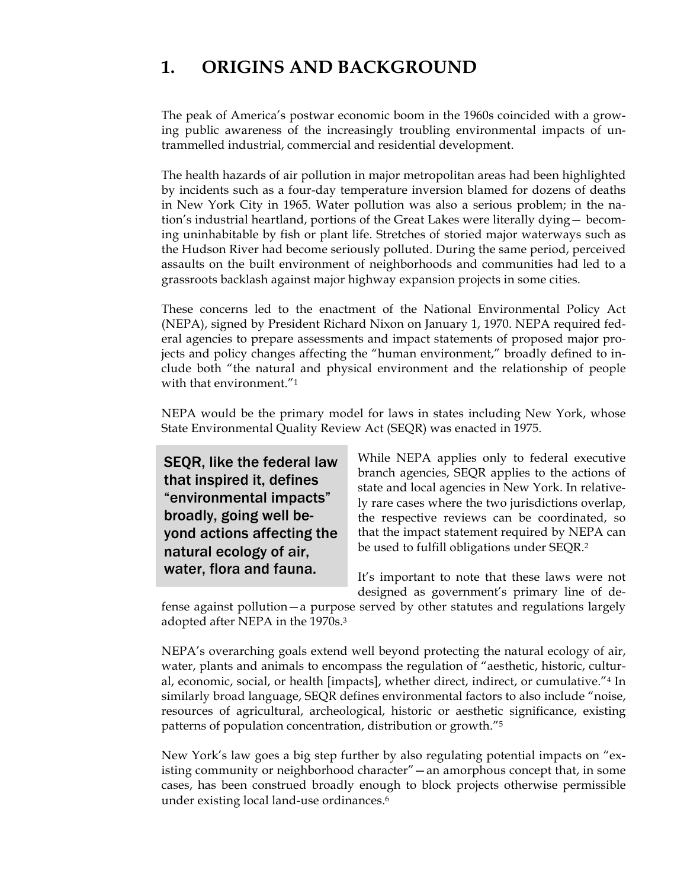# 1. ORIGINS AND BACKGROUND

The peak of America's postwar economic boom in the 1960s coincided with a growing public awareness of the increasingly troubling environmental impacts of untrammelled industrial, commercial and residential development.

The health hazards of air pollution in major metropolitan areas had been highlighted by incidents such as a four-day temperature inversion blamed for dozens of deaths in New York City in 1965. Water pollution was also a serious problem; in the nation's industrial heartland, portions of the Great Lakes were literally dying— becoming uninhabitable by fish or plant life. Stretches of storied major waterways such as the Hudson River had become seriously polluted. During the same period, perceived assaults on the built environment of neighborhoods and communities had led to a grassroots backlash against major highway expansion projects in some cities.

These concerns led to the enactment of the National Environmental Policy Act (NEPA), signed by President Richard Nixon on January 1, 1970. NEPA required federal agencies to prepare assessments and impact statements of proposed major projects and policy changes affecting the "human environment," broadly defined to include both "the natural and physical environment and the relationship of people with that environment."[1]

NEPA would be the primary model for laws in states including New York, whose State Environmental Quality Review Act (SEQR) was enacted in 1975.

> SEQR, like the federal law that inspired it, defines "environmental impacts" broadly, going well beyond actions affecting the natural ecology of air, water, flora and fauna.

While NEPA applies only to federal executive branch agencies, SEQR applies to the actions of state and local agencies in New York. In relatively rare cases where the two jurisdictions overlap, the respective reviews can be coordinated, so that the impact statement required by NEPA can be used to fulfill obligations under SEQR.[2]

It's important to note that these laws were not designed as government's primary line of defense against pollution—a purpose served by other statutes and regulations largely adopted after NEPA in the 1970s.[3]

NEPA's overarching goals extend well beyond protecting the natural ecology of air, water, plants and animals to encompass the regulation of "aesthetic, historic, cultural, economic, social, or health [impacts], whether direct, indirect, or cumulative."[4] In similarly broad language, SEQR defines environmental factors to also include "noise, resources of agricultural, archeological, historic or aesthetic significance, existing patterns of population concentration, distribution or growth."[5]

New York's law goes a big step further by also regulating potential impacts on "existing community or neighborhood character"—an amorphous concept that, in some cases, has been construed broadly enough to block projects otherwise permissible under existing local land-use ordinances.[6]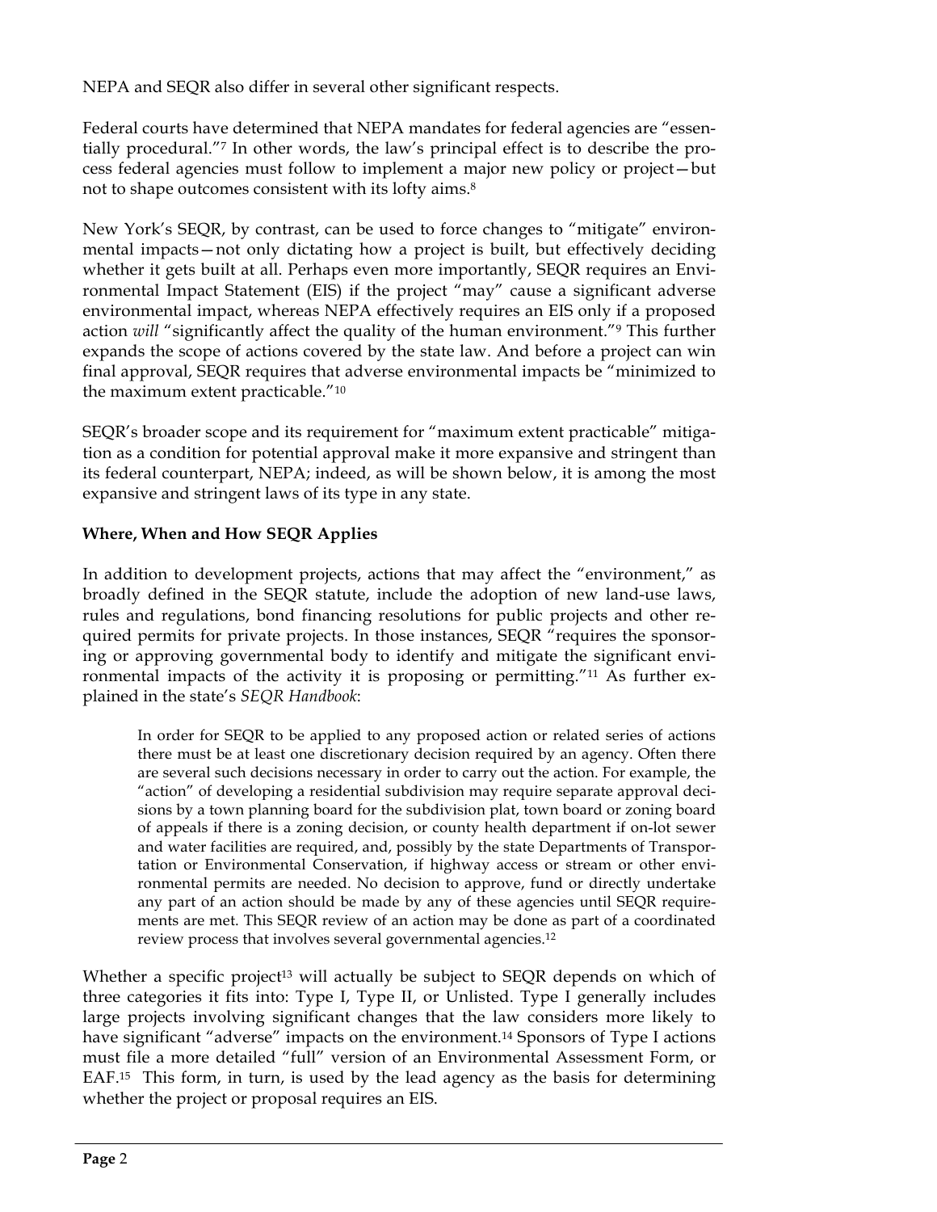NEPA and SEQR also differ in several other significant respects.

Federal courts have determined that NEPA mandates for federal agencies are "essentially procedural."[7] In other words, the law's principal effect is to describe the process federal agencies must follow to implement a major new policy or project—but not to shape outcomes consistent with its lofty aims.[8]

New York's SEQR, by contrast, can be used to force changes to "mitigate" environmental impacts—not only dictating how a project is built, but effectively deciding whether it gets built at all. Perhaps even more importantly, SEQR requires an Environmental Impact Statement (EIS) if the project "may" cause a significant adverse environmental impact, whereas NEPA effectively requires an EIS only if a proposed action *will* "significantly affect the quality of the human environment."[9] This further expands the scope of actions covered by the state law. And before a project can win final approval, SEQR requires that adverse environmental impacts be "minimized to the maximum extent practicable."[10]

SEQR's broader scope and its requirement for "maximum extent practicable" mitigation as a condition for potential approval make it more expansive and stringent than its federal counterpart, NEPA; indeed, as will be shown below, it is among the most expansive and stringent laws of its type in any state.

**Where, When and How SEQR Applies**

In addition to development projects, actions that may affect the "environment," as broadly defined in the SEQR statute, include the adoption of new land-use laws, rules and regulations, bond financing resolutions for public projects and other required permits for private projects. In those instances, SEQR "requires the sponsoring or approving governmental body to identify and mitigate the significant environmental impacts of the activity it is proposing or permitting."[11] As further explained in the state's *SEQR Handbook*:

> In order for SEQR to be applied to any proposed action or related series of actions there must be at least one discretionary decision required by an agency. Often there are several such decisions necessary in order to carry out the action. For example, the "action" of developing a residential subdivision may require separate approval decisions by a town planning board for the subdivision plat, town board or zoning board of appeals if there is a zoning decision, or county health department if on-lot sewer and water facilities are required, and, possibly by the state Departments of Transportation or Environmental Conservation, if highway access or stream or other environmental permits are needed. No decision to approve, fund or directly undertake any part of an action should be made by any of these agencies until SEQR requirements are met. This SEQR review of an action may be done as part of a coordinated review process that involves several governmental agencies.[12]

Whether a specific project[13] will actually be subject to SEQR depends on which of three categories it fits into: Type I, Type II, or Unlisted. Type I generally includes large projects involving significant changes that the law considers more likely to have significant "adverse" impacts on the environment.[14] Sponsors of Type I actions must file a more detailed "full" version of an Environmental Assessment Form, or EAF.[15] This form, in turn, is used by the lead agency as the basis for determining whether the project or proposal requires an EIS.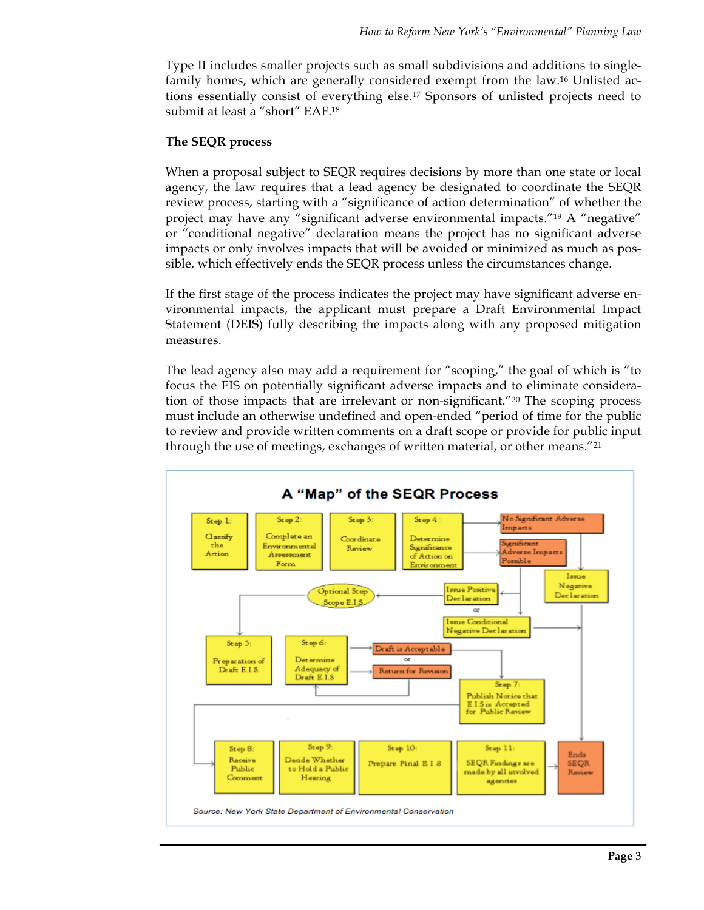Type II includes smaller projects such as small subdivisions and additions to single-family homes, which are generally considered exempt from the law.[16] Unlisted actions essentially consist of everything else.[17] Sponsors of unlisted projects need to submit at least a "short" EAF.[18]

**The SEQR process**

When a proposal subject to SEQR requires decisions by more than one state or local agency, the law requires that a lead agency be designated to coordinate the SEQR review process, starting with a "significance of action determination" of whether the project may have any "significant adverse environmental impacts."[19] A "negative" or "conditional negative" declaration means the project has no significant adverse impacts or only involves impacts that will be avoided or minimized as much as possible, which effectively ends the SEQR process unless the circumstances change.

If the first stage of the process indicates the project may have significant adverse environmental impacts, the applicant must prepare a Draft Environmental Impact Statement (DEIS) fully describing the impacts along with any proposed mitigation measures.

The lead agency also may add a requirement for "scoping," the goal of which is "to focus the EIS on potentially significant adverse impacts and to eliminate consideration of those impacts that are irrelevant or non-significant."[20] The scoping process must include an otherwise undefined and open-ended "period of time for the public to review and provide written comments on a draft scope or provide for public input through the use of meetings, exchanges of written material, or other means."[21]

**A "Map" of the SEQR Process**

Step 1: Classify the Action → Step 2: Complete an Environmental Assessment Form → Step 3: Coordinate Review → Step 4: Determine Significance of Action on Environment

- No Significant Adverse Impacts → Issue Negative Declaration → Ends SEQR Review
- Significant Adverse Impacts Possible → Issue Positive Declaration or Issue Conditional Negative Declaration
  - Issue Conditional Negative Declaration → Ends SEQR Review
  - Issue Positive Declaration → Optional Step: Scope E.I.S. → Step 5: Preparation of Draft E.I.S. → Step 6: Determine Adequacy of Draft E.I.S.
    - Draft is Acceptable or Return for Revision
    - Step 7: Publish Notice that E.I.S is Accepted for Public Review → Step 8: Receive Public Comment → Step 9: Decide Whether to Hold a Public Hearing → Step 10: Prepare Final E I S → Step 11: SEQR Findings are made by all involved agencies → Ends SEQR Review

Source: New York State Department of Environmental Conservation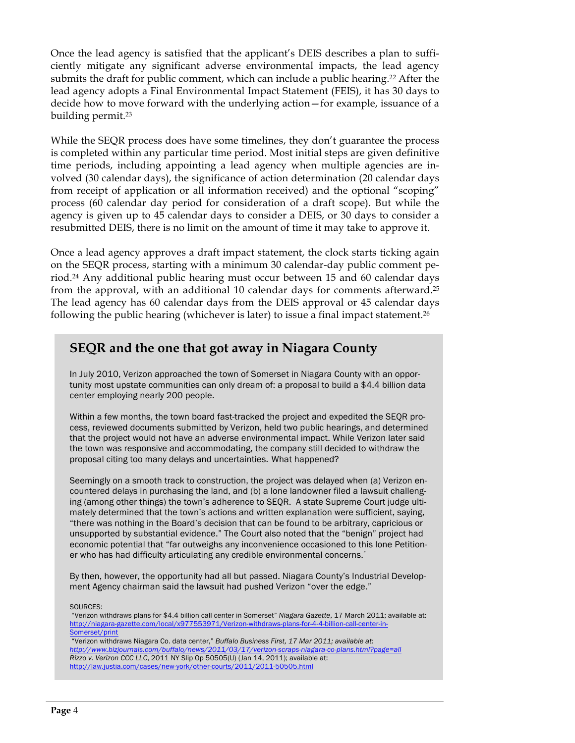Once the lead agency is satisfied that the applicant's DEIS describes a plan to sufficiently mitigate any significant adverse environmental impacts, the lead agency submits the draft for public comment, which can include a public hearing.[22] After the lead agency adopts a Final Environmental Impact Statement (FEIS), it has 30 days to decide how to move forward with the underlying action—for example, issuance of a building permit.[23]

While the SEQR process does have some timelines, they don't guarantee the process is completed within any particular time period. Most initial steps are given definitive time periods, including appointing a lead agency when multiple agencies are involved (30 calendar days), the significance of action determination (20 calendar days from receipt of application or all information received) and the optional "scoping" process (60 calendar day period for consideration of a draft scope). But while the agency is given up to 45 calendar days to consider a DEIS, or 30 days to consider a resubmitted DEIS, there is no limit on the amount of time it may take to approve it.

Once a lead agency approves a draft impact statement, the clock starts ticking again on the SEQR process, starting with a minimum 30 calendar-day public comment period.[24] Any additional public hearing must occur between 15 and 60 calendar days from the approval, with an additional 10 calendar days for comments afterward.[25] The lead agency has 60 calendar days from the DEIS approval or 45 calendar days following the public hearing (whichever is later) to issue a final impact statement.[26]

## SEQR and the one that got away in Niagara County

In July 2010, Verizon approached the town of Somerset in Niagara County with an opportunity most upstate communities can only dream of: a proposal to build a $4.4 billion data center employing nearly 200 people.

Within a few months, the town board fast-tracked the project and expedited the SEQR process, reviewed documents submitted by Verizon, held two public hearings, and determined that the project would not have an adverse environmental impact. While Verizon later said the town was responsive and accommodating, the company still decided to withdraw the proposal citing too many delays and uncertainties. What happened?

Seemingly on a smooth track to construction, the project was delayed when (a) Verizon encountered delays in purchasing the land, and (b) a lone landowner filed a lawsuit challenging (among other things) the town's adherence to SEQR. A state Supreme Court judge ultimately determined that the town's actions and written explanation were sufficient, saying, "there was nothing in the Board's decision that can be found to be arbitrary, capricious or unsupported by substantial evidence." The Court also noted that the "benign" project had economic potential that "far outweighs any inconvenience occasioned to this lone Petitioner who has had difficulty articulating any credible environmental concerns."

By then, however, the opportunity had all but passed. Niagara County's Industrial Development Agency chairman said the lawsuit had pushed Verizon "over the edge."

SOURCES:
"Verizon withdraws plans for $4.4 billion call center in Somerset" *Niagara Gazette*, 17 March 2011; available at: http://niagara-gazette.com/local/x977553971/Verizon-withdraws-plans-for-4-4-billion-call-center-in-Somerset/print
"Verizon withdraws Niagara Co. data center," *Buffalo Business First, 17 Mar 2011; available at: http://www.bizjournals.com/buffalo/news/2011/03/17/verizon-scraps-niagara-co-plans.html?page=all*
*Rizzo v. Verizon CCC LLC*, 2011 NY Slip Op 50505(U) (Jan 14, 2011); available at: http://law.justia.com/cases/new-york/other-courts/2011/2011-50505.html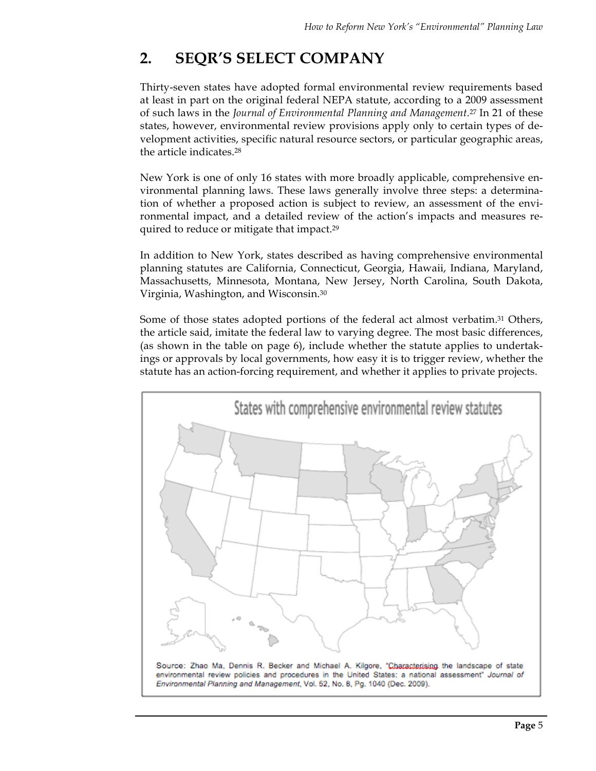## 2. SEQR'S SELECT COMPANY

Thirty-seven states have adopted formal environmental review requirements based at least in part on the original federal NEPA statute, according to a 2009 assessment of such laws in the *Journal of Environmental Planning and Management*.[27] In 21 of these states, however, environmental review provisions apply only to certain types of development activities, specific natural resource sectors, or particular geographic areas, the article indicates.[28]

New York is one of only 16 states with more broadly applicable, comprehensive environmental planning laws. These laws generally involve three steps: a determination of whether a proposed action is subject to review, an assessment of the environmental impact, and a detailed review of the action's impacts and measures required to reduce or mitigate that impact.[29]

In addition to New York, states described as having comprehensive environmental planning statutes are California, Connecticut, Georgia, Hawaii, Indiana, Maryland, Massachusetts, Minnesota, Montana, New Jersey, North Carolina, South Dakota, Virginia, Washington, and Wisconsin.[30]

Some of those states adopted portions of the federal act almost verbatim.[31] Others, the article said, imitate the federal law to varying degree. The most basic differences, (as shown in the table on page 6), include whether the statute applies to undertakings or approvals by local governments, how easy it is to trigger review, whether the statute has an action-forcing requirement, and whether it applies to private projects.

States with comprehensive environmental review statutes

Source: Zhao Ma, Dennis R. Becker and Michael A. Kilgore, "Characterising the landscape of state environmental review policies and procedures in the United States: a national assessment" *Journal of Environmental Planning and Management*, Vol. 52, No. 8, Pg. 1040 (Dec. 2009).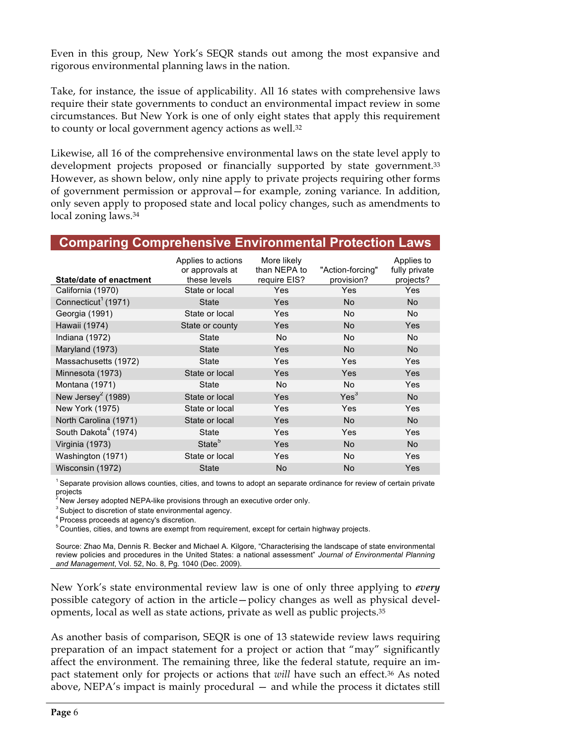Even in this group, New York's SEQR stands out among the most expansive and rigorous environmental planning laws in the nation.

Take, for instance, the issue of applicability. All 16 states with comprehensive laws require their state governments to conduct an environmental impact review in some circumstances. But New York is one of only eight states that apply this requirement to county or local government agency actions as well.[32]

Likewise, all 16 of the comprehensive environmental laws on the state level apply to development projects proposed or financially supported by state government.[33] However, as shown below, only nine apply to private projects requiring other forms of government permission or approval—for example, zoning variance. In addition, only seven apply to proposed state and local policy changes, such as amendments to local zoning laws.[34]

## Comparing Comprehensive Environmental Protection Laws

| State/date of enactment | Applies to actions or approvals at these levels | More likely than NEPA to require EIS? | "Action-forcing" provision? | Applies to fully private projects? |
|---|---|---|---|---|
| California (1970) | State or local | Yes | Yes | Yes |
| Connecticut[1] (1971) | State | Yes | No | No |
| Georgia (1991) | State or local | Yes | No | No |
| Hawaii (1974) | State or county | Yes | No | Yes |
| Indiana (1972) | State | No | No | No |
| Maryland (1973) | State | Yes | No | No |
| Massachusetts (1972) | State | Yes | Yes | Yes |
| Minnesota (1973) | State or local | Yes | Yes | Yes |
| Montana (1971) | State | No | No | Yes |
| New Jersey[2] (1989) | State or local | Yes | Yes[3] | No |
| New York (1975) | State or local | Yes | Yes | Yes |
| North Carolina (1971) | State or local | Yes | No | No |
| South Dakota[4] (1974) | State | Yes | Yes | Yes |
| Virginia (1973) | State[5] | Yes | No | No |
| Washington (1971) | State or local | Yes | No | Yes |
| Wisconsin (1972) | State | No | No | Yes |

[1] Separate provision allows counties, cities, and towns to adopt an separate ordinance for review of certain private projects
[2] New Jersey adopted NEPA-like provisions through an executive order only.
[3] Subject to discretion of state environmental agency.
[4] Process proceeds at agency's discretion.
[5] Counties, cities, and towns are exempt from requirement, except for certain highway projects.

Source: Zhao Ma, Dennis R. Becker and Michael A. Kilgore, "Characterising the landscape of state environmental review policies and procedures in the United States: a national assessment" *Journal of Environmental Planning and Management*, Vol. 52, No. 8, Pg. 1040 (Dec. 2009).

New York's state environmental review law is one of only three applying to ***every*** possible category of action in the article—policy changes as well as physical developments, local as well as state actions, private as well as public projects.[35]

As another basis of comparison, SEQR is one of 13 statewide review laws requiring preparation of an impact statement for a project or action that "may" significantly affect the environment. The remaining three, like the federal statute, require an impact statement only for projects or actions that *will* have such an effect.[36] As noted above, NEPA's impact is mainly procedural — and while the process it dictates still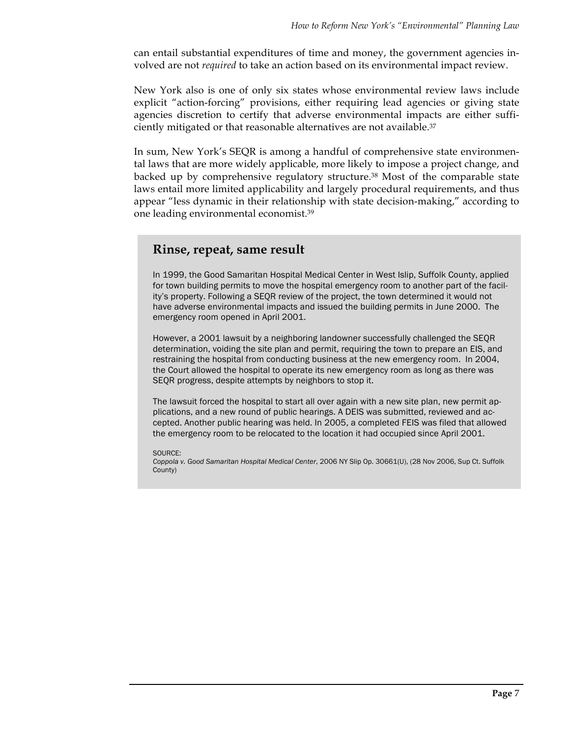can entail substantial expenditures of time and money, the government agencies involved are not *required* to take an action based on its environmental impact review.

New York also is one of only six states whose environmental review laws include explicit "action-forcing" provisions, either requiring lead agencies or giving state agencies discretion to certify that adverse environmental impacts are either sufficiently mitigated or that reasonable alternatives are not available.[37]

In sum, New York's SEQR is among a handful of comprehensive state environmental laws that are more widely applicable, more likely to impose a project change, and backed up by comprehensive regulatory structure.[38] Most of the comparable state laws entail more limited applicability and largely procedural requirements, and thus appear "less dynamic in their relationship with state decision-making," according to one leading environmental economist.[39]

## Rinse, repeat, same result

In 1999, the Good Samaritan Hospital Medical Center in West Islip, Suffolk County, applied for town building permits to move the hospital emergency room to another part of the facility's property. Following a SEQR review of the project, the town determined it would not have adverse environmental impacts and issued the building permits in June 2000. The emergency room opened in April 2001.

However, a 2001 lawsuit by a neighboring landowner successfully challenged the SEQR determination, voiding the site plan and permit, requiring the town to prepare an EIS, and restraining the hospital from conducting business at the new emergency room. In 2004, the Court allowed the hospital to operate its new emergency room as long as there was SEQR progress, despite attempts by neighbors to stop it.

The lawsuit forced the hospital to start all over again with a new site plan, new permit applications, and a new round of public hearings. A DEIS was submitted, reviewed and accepted. Another public hearing was held. In 2005, a completed FEIS was filed that allowed the emergency room to be relocated to the location it had occupied since April 2001.

SOURCE:
*Coppola v. Good Samaritan Hospital Medical Center*, 2006 NY Slip Op. 30661(U), (28 Nov 2006, Sup Ct. Suffolk County)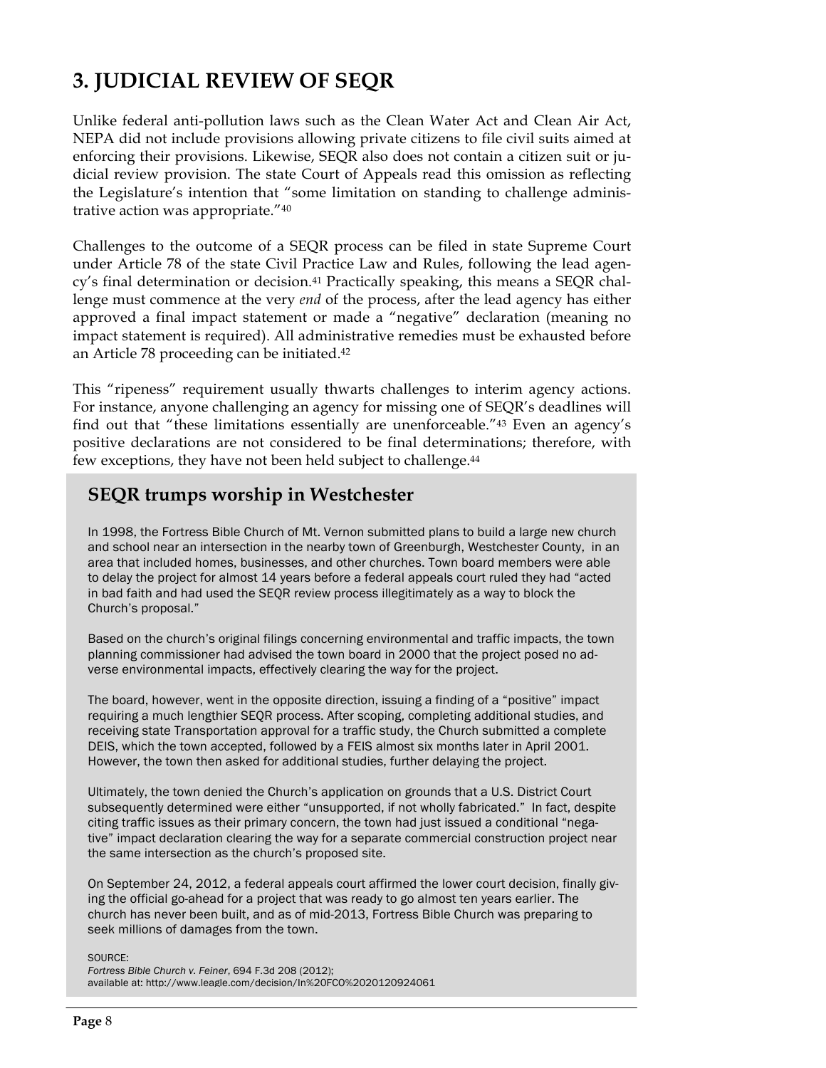## 3. JUDICIAL REVIEW OF SEQR

Unlike federal anti-pollution laws such as the Clean Water Act and Clean Air Act, NEPA did not include provisions allowing private citizens to file civil suits aimed at enforcing their provisions. Likewise, SEQR also does not contain a citizen suit or judicial review provision. The state Court of Appeals read this omission as reflecting the Legislature's intention that "some limitation on standing to challenge administrative action was appropriate."[40]

Challenges to the outcome of a SEQR process can be filed in state Supreme Court under Article 78 of the state Civil Practice Law and Rules, following the lead agency's final determination or decision.[41] Practically speaking, this means a SEQR challenge must commence at the very *end* of the process, after the lead agency has either approved a final impact statement or made a "negative" declaration (meaning no impact statement is required). All administrative remedies must be exhausted before an Article 78 proceeding can be initiated.[42]

This "ripeness" requirement usually thwarts challenges to interim agency actions. For instance, anyone challenging an agency for missing one of SEQR's deadlines will find out that "these limitations essentially are unenforceable."[43] Even an agency's positive declarations are not considered to be final determinations; therefore, with few exceptions, they have not been held subject to challenge.[44]

### SEQR trumps worship in Westchester

In 1998, the Fortress Bible Church of Mt. Vernon submitted plans to build a large new church and school near an intersection in the nearby town of Greenburgh, Westchester County, in an area that included homes, businesses, and other churches. Town board members were able to delay the project for almost 14 years before a federal appeals court ruled they had "acted in bad faith and had used the SEQR review process illegitimately as a way to block the Church's proposal."

Based on the church's original filings concerning environmental and traffic impacts, the town planning commissioner had advised the town board in 2000 that the project posed no adverse environmental impacts, effectively clearing the way for the project.

The board, however, went in the opposite direction, issuing a finding of a "positive" impact requiring a much lengthier SEQR process. After scoping, completing additional studies, and receiving state Transportation approval for a traffic study, the Church submitted a complete DEIS, which the town accepted, followed by a FEIS almost six months later in April 2001. However, the town then asked for additional studies, further delaying the project.

Ultimately, the town denied the Church's application on grounds that a U.S. District Court subsequently determined were either "unsupported, if not wholly fabricated." In fact, despite citing traffic issues as their primary concern, the town had just issued a conditional "negative" impact declaration clearing the way for a separate commercial construction project near the same intersection as the church's proposed site.

On September 24, 2012, a federal appeals court affirmed the lower court decision, finally giving the official go-ahead for a project that was ready to go almost ten years earlier. The church has never been built, and as of mid-2013, Fortress Bible Church was preparing to seek millions of damages from the town.

SOURCE:
*Fortress Bible Church v. Feiner*, 694 F.3d 208 (2012);
available at: http://www.leagle.com/decision/In%20FCO%2020120924061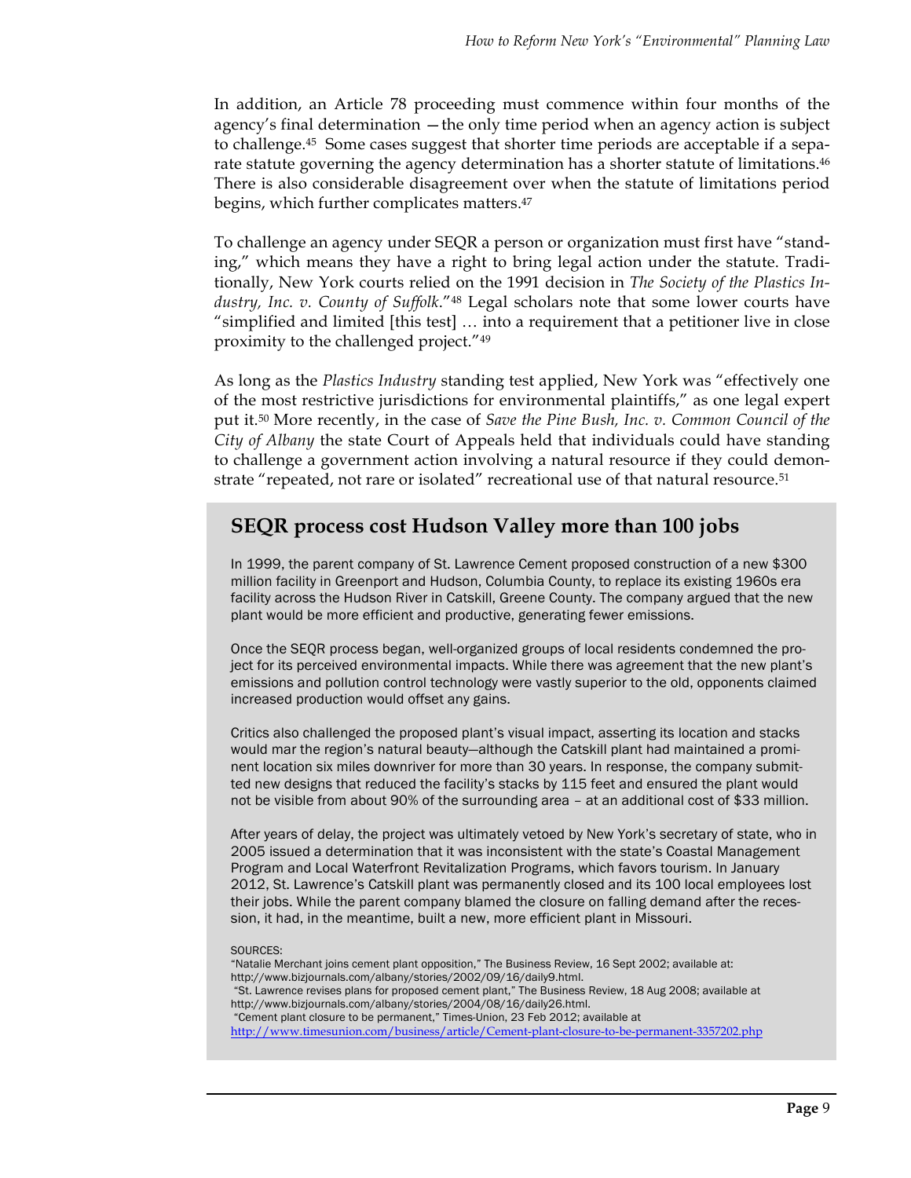In addition, an Article 78 proceeding must commence within four months of the agency's final determination —the only time period when an agency action is subject to challenge.[45] Some cases suggest that shorter time periods are acceptable if a separate statute governing the agency determination has a shorter statute of limitations.[46] There is also considerable disagreement over when the statute of limitations period begins, which further complicates matters.[47]

To challenge an agency under SEQR a person or organization must first have "standing," which means they have a right to bring legal action under the statute. Traditionally, New York courts relied on the 1991 decision in *The Society of the Plastics Industry, Inc. v. County of Suffolk*."[48] Legal scholars note that some lower courts have "simplified and limited [this test] … into a requirement that a petitioner live in close proximity to the challenged project."[49]

As long as the *Plastics Industry* standing test applied, New York was "effectively one of the most restrictive jurisdictions for environmental plaintiffs," as one legal expert put it.[50] More recently, in the case of *Save the Pine Bush, Inc. v. Common Council of the City of Albany* the state Court of Appeals held that individuals could have standing to challenge a government action involving a natural resource if they could demonstrate "repeated, not rare or isolated" recreational use of that natural resource.[51]

## SEQR process cost Hudson Valley more than 100 jobs

In 1999, the parent company of St. Lawrence Cement proposed construction of a new $300 million facility in Greenport and Hudson, Columbia County, to replace its existing 1960s era facility across the Hudson River in Catskill, Greene County. The company argued that the new plant would be more efficient and productive, generating fewer emissions.

Once the SEQR process began, well-organized groups of local residents condemned the project for its perceived environmental impacts. While there was agreement that the new plant's emissions and pollution control technology were vastly superior to the old, opponents claimed increased production would offset any gains.

Critics also challenged the proposed plant's visual impact, asserting its location and stacks would mar the region's natural beauty—although the Catskill plant had maintained a prominent location six miles downriver for more than 30 years. In response, the company submitted new designs that reduced the facility's stacks by 115 feet and ensured the plant would not be visible from about 90% of the surrounding area – at an additional cost of $33 million.

After years of delay, the project was ultimately vetoed by New York's secretary of state, who in 2005 issued a determination that it was inconsistent with the state's Coastal Management Program and Local Waterfront Revitalization Programs, which favors tourism. In January 2012, St. Lawrence's Catskill plant was permanently closed and its 100 local employees lost their jobs. While the parent company blamed the closure on falling demand after the recession, it had, in the meantime, built a new, more efficient plant in Missouri.

SOURCES:
"Natalie Merchant joins cement plant opposition," The Business Review, 16 Sept 2002; available at: http://www.bizjournals.com/albany/stories/2002/09/16/daily9.html.
"St. Lawrence revises plans for proposed cement plant," The Business Review, 18 Aug 2008; available at http://www.bizjournals.com/albany/stories/2004/08/16/daily26.html.
"Cement plant closure to be permanent," Times-Union, 23 Feb 2012; available at http://www.timesunion.com/business/article/Cement-plant-closure-to-be-permanent-3357202.php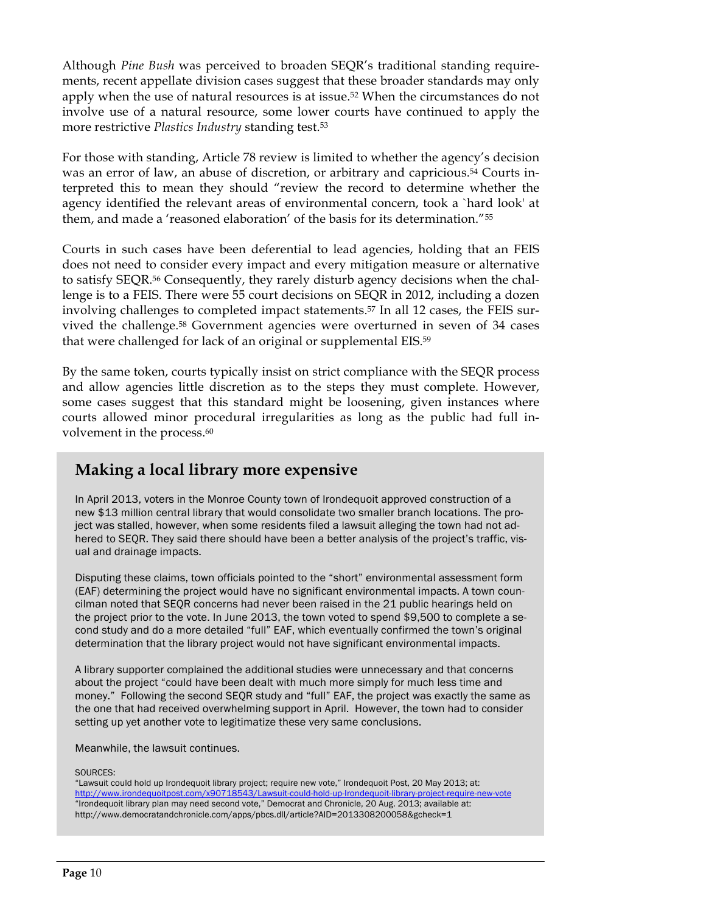Although *Pine Bush* was perceived to broaden SEQR's traditional standing requirements, recent appellate division cases suggest that these broader standards may only apply when the use of natural resources is at issue.[52] When the circumstances do not involve use of a natural resource, some lower courts have continued to apply the more restrictive *Plastics Industry* standing test.[53]

For those with standing, Article 78 review is limited to whether the agency's decision was an error of law, an abuse of discretion, or arbitrary and capricious.[54] Courts interpreted this to mean they should "review the record to determine whether the agency identified the relevant areas of environmental concern, took a `hard look' at them, and made a 'reasoned elaboration' of the basis for its determination."[55]

Courts in such cases have been deferential to lead agencies, holding that an FEIS does not need to consider every impact and every mitigation measure or alternative to satisfy SEQR.[56] Consequently, they rarely disturb agency decisions when the challenge is to a FEIS. There were 55 court decisions on SEQR in 2012, including a dozen involving challenges to completed impact statements.[57] In all 12 cases, the FEIS survived the challenge.[58] Government agencies were overturned in seven of 34 cases that were challenged for lack of an original or supplemental EIS.[59]

By the same token, courts typically insist on strict compliance with the SEQR process and allow agencies little discretion as to the steps they must complete. However, some cases suggest that this standard might be loosening, given instances where courts allowed minor procedural irregularities as long as the public had full involvement in the process.[60]

## Making a local library more expensive

In April 2013, voters in the Monroe County town of Irondequoit approved construction of a new $13 million central library that would consolidate two smaller branch locations. The project was stalled, however, when some residents filed a lawsuit alleging the town had not adhered to SEQR. They said there should have been a better analysis of the project's traffic, visual and drainage impacts.

Disputing these claims, town officials pointed to the "short" environmental assessment form (EAF) determining the project would have no significant environmental impacts. A town councilman noted that SEQR concerns had never been raised in the 21 public hearings held on the project prior to the vote. In June 2013, the town voted to spend $9,500 to complete a second study and do a more detailed "full" EAF, which eventually confirmed the town's original determination that the library project would not have significant environmental impacts.

A library supporter complained the additional studies were unnecessary and that concerns about the project "could have been dealt with much more simply for much less time and money." Following the second SEQR study and "full" EAF, the project was exactly the same as the one that had received overwhelming support in April. However, the town had to consider setting up yet another vote to legitimatize these very same conclusions.

Meanwhile, the lawsuit continues.

SOURCES:
"Lawsuit could hold up Irondequoit library project; require new vote," Irondequoit Post, 20 May 2013; at: http://www.irondequoitpost.com/x90718543/Lawsuit-could-hold-up-Irondequoit-library-project-require-new-vote
"Irondequoit library plan may need second vote," Democrat and Chronicle, 20 Aug. 2013; available at: http://www.democratandchronicle.com/apps/pbcs.dll/article?AID=2013308200058&gcheck=1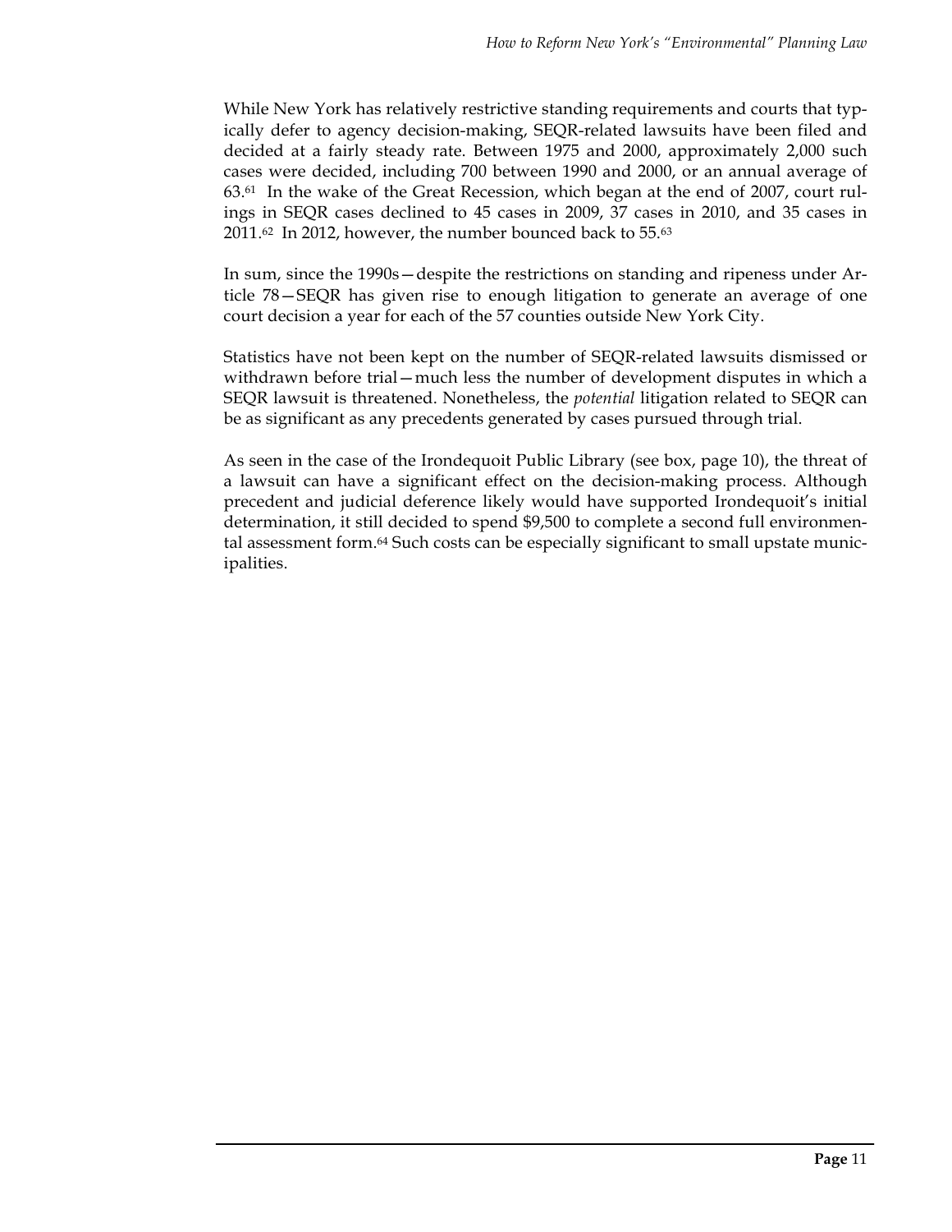While New York has relatively restrictive standing requirements and courts that typically defer to agency decision-making, SEQR-related lawsuits have been filed and decided at a fairly steady rate. Between 1975 and 2000, approximately 2,000 such cases were decided, including 700 between 1990 and 2000, or an annual average of 63.[61] In the wake of the Great Recession, which began at the end of 2007, court rulings in SEQR cases declined to 45 cases in 2009, 37 cases in 2010, and 35 cases in 2011.[62] In 2012, however, the number bounced back to 55.[63]

In sum, since the 1990s—despite the restrictions on standing and ripeness under Article 78—SEQR has given rise to enough litigation to generate an average of one court decision a year for each of the 57 counties outside New York City.

Statistics have not been kept on the number of SEQR-related lawsuits dismissed or withdrawn before trial—much less the number of development disputes in which a SEQR lawsuit is threatened. Nonetheless, the *potential* litigation related to SEQR can be as significant as any precedents generated by cases pursued through trial.

As seen in the case of the Irondequoit Public Library (see box, page 10), the threat of a lawsuit can have a significant effect on the decision-making process. Although precedent and judicial deference likely would have supported Irondequoit's initial determination, it still decided to spend $9,500 to complete a second full environmental assessment form.[64] Such costs can be especially significant to small upstate municipalities.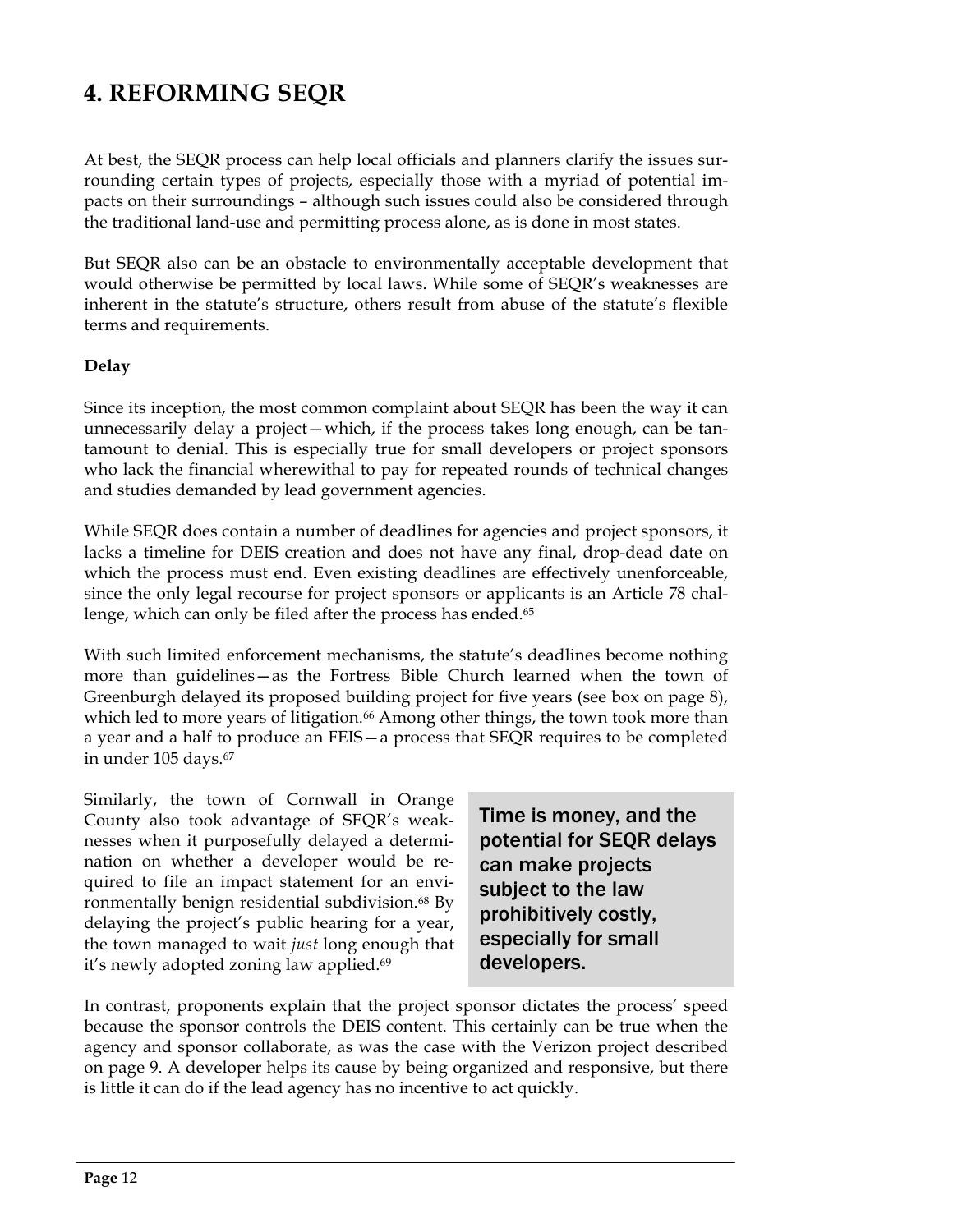# 4. REFORMING SEQR

At best, the SEQR process can help local officials and planners clarify the issues surrounding certain types of projects, especially those with a myriad of potential impacts on their surroundings – although such issues could also be considered through the traditional land-use and permitting process alone, as is done in most states.

But SEQR also can be an obstacle to environmentally acceptable development that would otherwise be permitted by local laws. While some of SEQR's weaknesses are inherent in the statute's structure, others result from abuse of the statute's flexible terms and requirements.

**Delay**

Since its inception, the most common complaint about SEQR has been the way it can unnecessarily delay a project—which, if the process takes long enough, can be tantamount to denial. This is especially true for small developers or project sponsors who lack the financial wherewithal to pay for repeated rounds of technical changes and studies demanded by lead government agencies.

While SEQR does contain a number of deadlines for agencies and project sponsors, it lacks a timeline for DEIS creation and does not have any final, drop-dead date on which the process must end. Even existing deadlines are effectively unenforceable, since the only legal recourse for project sponsors or applicants is an Article 78 challenge, which can only be filed after the process has ended.[65]

With such limited enforcement mechanisms, the statute's deadlines become nothing more than guidelines—as the Fortress Bible Church learned when the town of Greenburgh delayed its proposed building project for five years (see box on page 8), which led to more years of litigation.[66] Among other things, the town took more than a year and a half to produce an FEIS—a process that SEQR requires to be completed in under 105 days.[67]

Similarly, the town of Cornwall in Orange County also took advantage of SEQR's weaknesses when it purposefully delayed a determination on whether a developer would be required to file an impact statement for an environmentally benign residential subdivision.[68] By delaying the project's public hearing for a year, the town managed to wait *just* long enough that it's newly adopted zoning law applied.[69]

> Time is money, and the potential for SEQR delays can make projects subject to the law prohibitively costly, especially for small developers.

In contrast, proponents explain that the project sponsor dictates the process' speed because the sponsor controls the DEIS content. This certainly can be true when the agency and sponsor collaborate, as was the case with the Verizon project described on page 9. A developer helps its cause by being organized and responsive, but there is little it can do if the lead agency has no incentive to act quickly.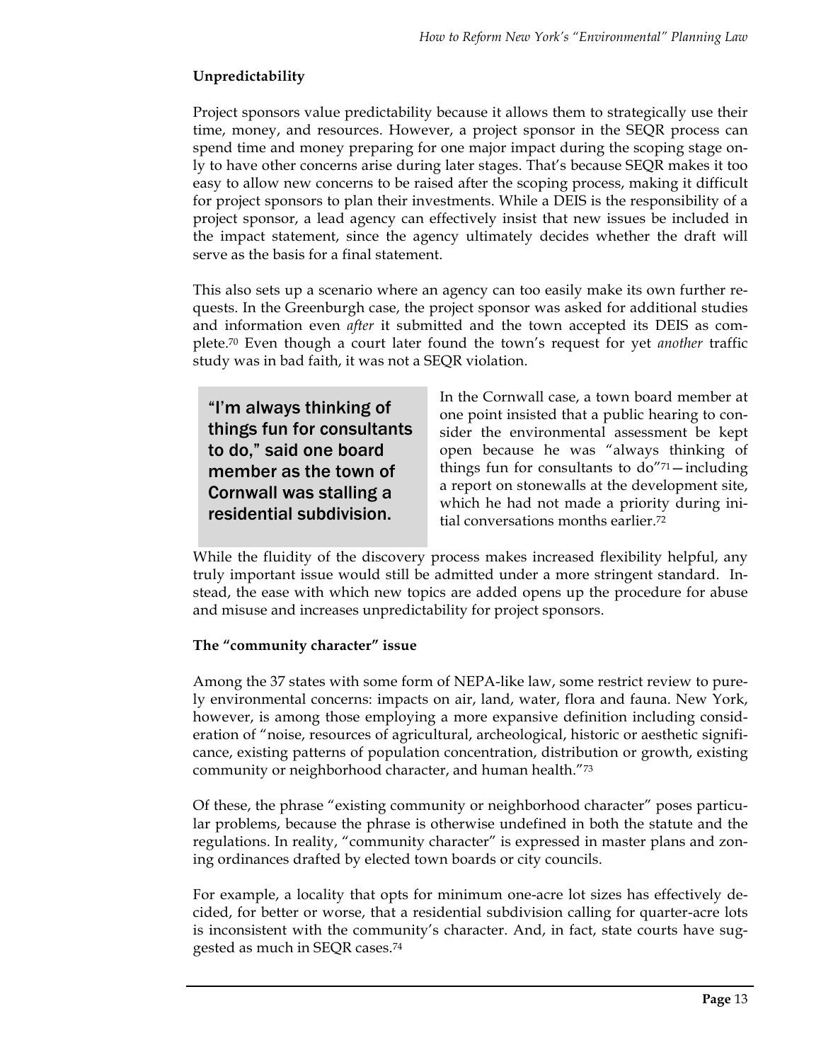**Unpredictability**

Project sponsors value predictability because it allows them to strategically use their time, money, and resources. However, a project sponsor in the SEQR process can spend time and money preparing for one major impact during the scoping stage only to have other concerns arise during later stages. That's because SEQR makes it too easy to allow new concerns to be raised after the scoping process, making it difficult for project sponsors to plan their investments. While a DEIS is the responsibility of a project sponsor, a lead agency can effectively insist that new issues be included in the impact statement, since the agency ultimately decides whether the draft will serve as the basis for a final statement.

This also sets up a scenario where an agency can too easily make its own further requests. In the Greenburgh case, the project sponsor was asked for additional studies and information even *after* it submitted and the town accepted its DEIS as complete.[70] Even though a court later found the town's request for yet *another* traffic study was in bad faith, it was not a SEQR violation.

> "I'm always thinking of things fun for consultants to do," said one board member as the town of Cornwall was stalling a residential subdivision.

In the Cornwall case, a town board member at one point insisted that a public hearing to consider the environmental assessment be kept open because he was "always thinking of things fun for consultants to do"[71]—including a report on stonewalls at the development site, which he had not made a priority during initial conversations months earlier.[72]

While the fluidity of the discovery process makes increased flexibility helpful, any truly important issue would still be admitted under a more stringent standard. Instead, the ease with which new topics are added opens up the procedure for abuse and misuse and increases unpredictability for project sponsors.

**The "community character" issue**

Among the 37 states with some form of NEPA-like law, some restrict review to purely environmental concerns: impacts on air, land, water, flora and fauna. New York, however, is among those employing a more expansive definition including consideration of "noise, resources of agricultural, archeological, historic or aesthetic significance, existing patterns of population concentration, distribution or growth, existing community or neighborhood character, and human health."[73]

Of these, the phrase "existing community or neighborhood character" poses particular problems, because the phrase is otherwise undefined in both the statute and the regulations. In reality, "community character" is expressed in master plans and zoning ordinances drafted by elected town boards or city councils.

For example, a locality that opts for minimum one-acre lot sizes has effectively decided, for better or worse, that a residential subdivision calling for quarter-acre lots is inconsistent with the community's character. And, in fact, state courts have suggested as much in SEQR cases.[74]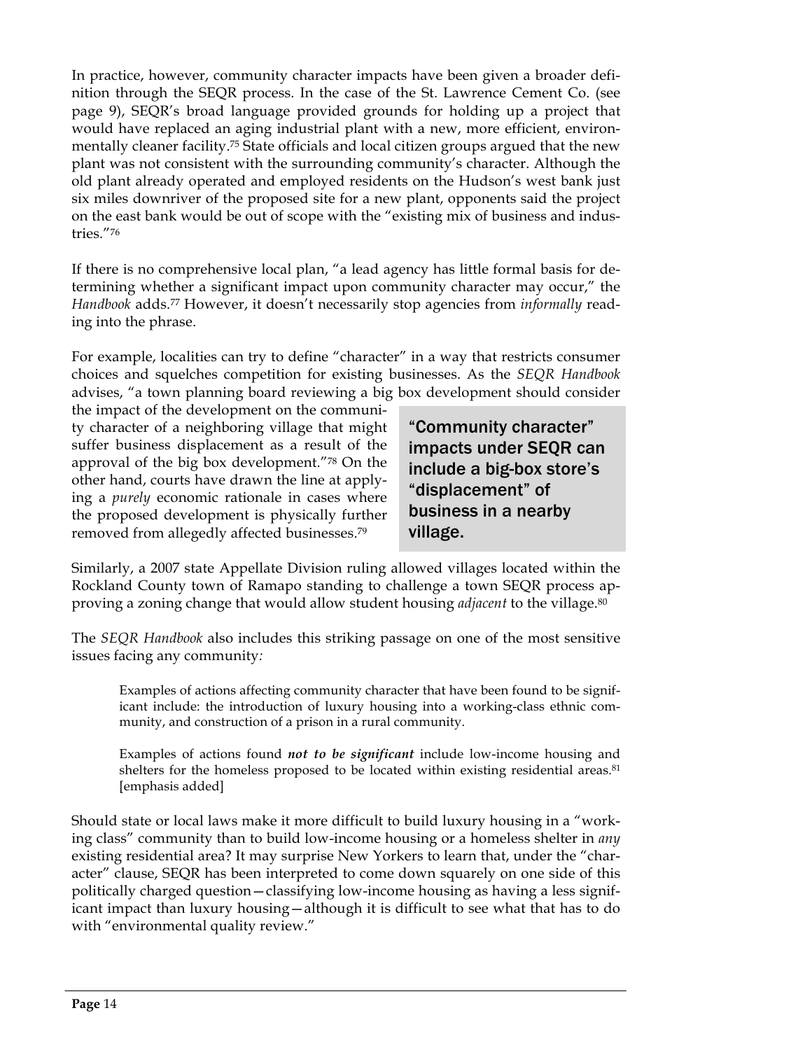In practice, however, community character impacts have been given a broader definition through the SEQR process. In the case of the St. Lawrence Cement Co. (see page 9), SEQR's broad language provided grounds for holding up a project that would have replaced an aging industrial plant with a new, more efficient, environmentally cleaner facility.[75] State officials and local citizen groups argued that the new plant was not consistent with the surrounding community's character. Although the old plant already operated and employed residents on the Hudson's west bank just six miles downriver of the proposed site for a new plant, opponents said the project on the east bank would be out of scope with the "existing mix of business and industries."[76]

If there is no comprehensive local plan, "a lead agency has little formal basis for determining whether a significant impact upon community character may occur," the *Handbook* adds.[77] However, it doesn't necessarily stop agencies from *informally* reading into the phrase.

For example, localities can try to define "character" in a way that restricts consumer choices and squelches competition for existing businesses. As the *SEQR Handbook* advises, "a town planning board reviewing a big box development should consider the impact of the development on the community character of a neighboring village that might suffer business displacement as a result of the approval of the big box development."[78] On the other hand, courts have drawn the line at applying a *purely* economic rationale in cases where the proposed development is physically further removed from allegedly affected businesses.[79]

> **"Community character" impacts under SEQR can include a big-box store's "displacement" of business in a nearby village.**

Similarly, a 2007 state Appellate Division ruling allowed villages located within the Rockland County town of Ramapo standing to challenge a town SEQR process approving a zoning change that would allow student housing *adjacent* to the village.[80]

The *SEQR Handbook* also includes this striking passage on one of the most sensitive issues facing any community:

> Examples of actions affecting community character that have been found to be significant include: the introduction of luxury housing into a working-class ethnic community, and construction of a prison in a rural community.
>
> Examples of actions found ***not to be significant*** include low-income housing and shelters for the homeless proposed to be located within existing residential areas.[81] [emphasis added]

Should state or local laws make it more difficult to build luxury housing in a "working class" community than to build low-income housing or a homeless shelter in *any* existing residential area? It may surprise New Yorkers to learn that, under the "character" clause, SEQR has been interpreted to come down squarely on one side of this politically charged question—classifying low-income housing as having a less significant impact than luxury housing—although it is difficult to see what that has to do with "environmental quality review."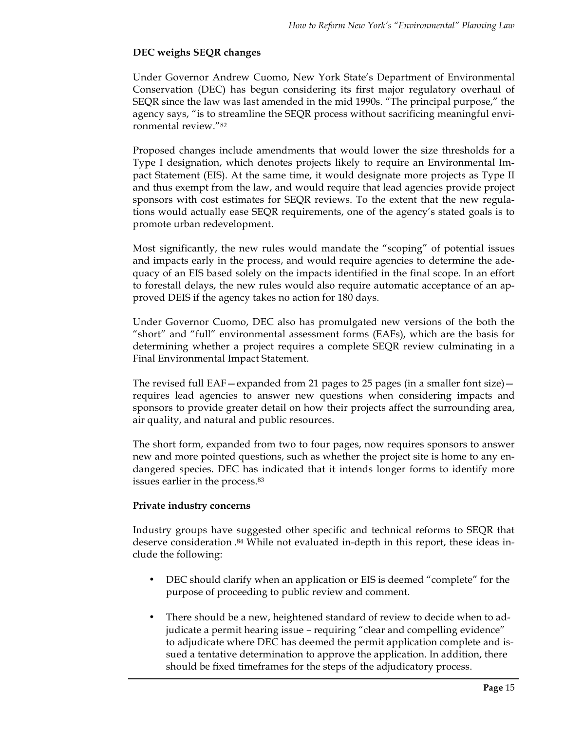**DEC weighs SEQR changes**

Under Governor Andrew Cuomo, New York State's Department of Environmental Conservation (DEC) has begun considering its first major regulatory overhaul of SEQR since the law was last amended in the mid 1990s. "The principal purpose," the agency says, "is to streamline the SEQR process without sacrificing meaningful environmental review."[82]

Proposed changes include amendments that would lower the size thresholds for a Type I designation, which denotes projects likely to require an Environmental Impact Statement (EIS). At the same time, it would designate more projects as Type II and thus exempt from the law, and would require that lead agencies provide project sponsors with cost estimates for SEQR reviews. To the extent that the new regulations would actually ease SEQR requirements, one of the agency's stated goals is to promote urban redevelopment.

Most significantly, the new rules would mandate the "scoping" of potential issues and impacts early in the process, and would require agencies to determine the adequacy of an EIS based solely on the impacts identified in the final scope. In an effort to forestall delays, the new rules would also require automatic acceptance of an approved DEIS if the agency takes no action for 180 days.

Under Governor Cuomo, DEC also has promulgated new versions of the both the "short" and "full" environmental assessment forms (EAFs), which are the basis for determining whether a project requires a complete SEQR review culminating in a Final Environmental Impact Statement.

The revised full EAF—expanded from 21 pages to 25 pages (in a smaller font size)—requires lead agencies to answer new questions when considering impacts and sponsors to provide greater detail on how their projects affect the surrounding area, air quality, and natural and public resources.

The short form, expanded from two to four pages, now requires sponsors to answer new and more pointed questions, such as whether the project site is home to any endangered species. DEC has indicated that it intends longer forms to identify more issues earlier in the process.[83]

**Private industry concerns**

Industry groups have suggested other specific and technical reforms to SEQR that deserve consideration .[84] While not evaluated in-depth in this report, these ideas include the following:

- DEC should clarify when an application or EIS is deemed "complete" for the purpose of proceeding to public review and comment.

- There should be a new, heightened standard of review to decide when to adjudicate a permit hearing issue – requiring "clear and compelling evidence" to adjudicate where DEC has deemed the permit application complete and issued a tentative determination to approve the application. In addition, there should be fixed timeframes for the steps of the adjudicatory process.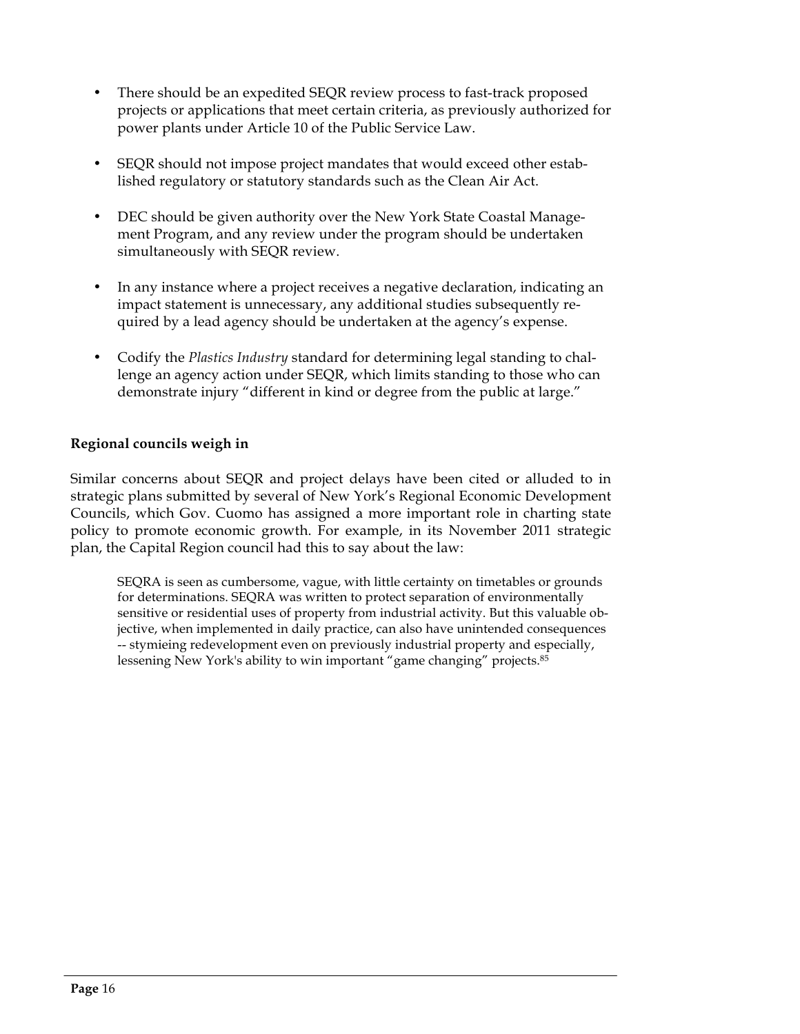- There should be an expedited SEQR review process to fast-track proposed projects or applications that meet certain criteria, as previously authorized for power plants under Article 10 of the Public Service Law.

- SEQR should not impose project mandates that would exceed other established regulatory or statutory standards such as the Clean Air Act.

- DEC should be given authority over the New York State Coastal Management Program, and any review under the program should be undertaken simultaneously with SEQR review.

- In any instance where a project receives a negative declaration, indicating an impact statement is unnecessary, any additional studies subsequently required by a lead agency should be undertaken at the agency's expense.

- Codify the *Plastics Industry* standard for determining legal standing to challenge an agency action under SEQR, which limits standing to those who can demonstrate injury "different in kind or degree from the public at large."

**Regional councils weigh in**

Similar concerns about SEQR and project delays have been cited or alluded to in strategic plans submitted by several of New York's Regional Economic Development Councils, which Gov. Cuomo has assigned a more important role in charting state policy to promote economic growth. For example, in its November 2011 strategic plan, the Capital Region council had this to say about the law:

> SEQRA is seen as cumbersome, vague, with little certainty on timetables or grounds for determinations. SEQRA was written to protect separation of environmentally sensitive or residential uses of property from industrial activity. But this valuable objective, when implemented in daily practice, can also have unintended consequences -- stymieing redevelopment even on previously industrial property and especially, lessening New York's ability to win important "game changing" projects.[85]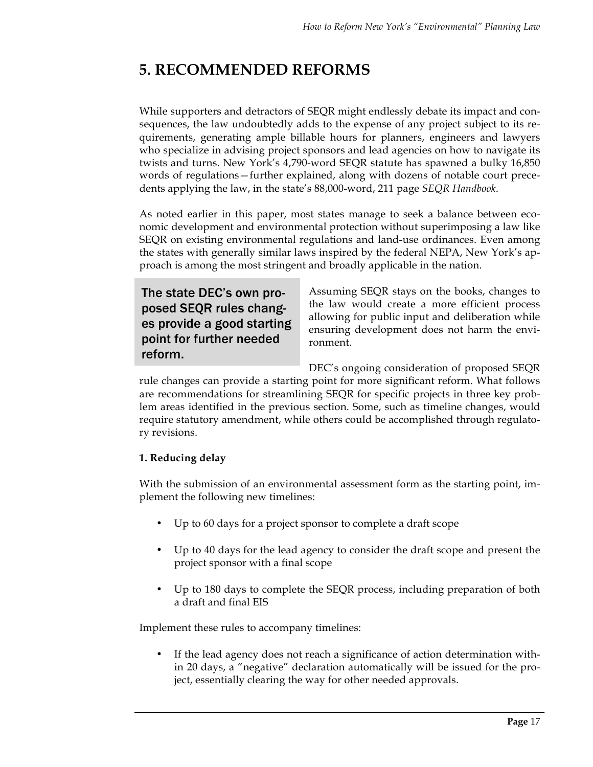# 5. RECOMMENDED REFORMS

While supporters and detractors of SEQR might endlessly debate its impact and consequences, the law undoubtedly adds to the expense of any project subject to its requirements, generating ample billable hours for planners, engineers and lawyers who specialize in advising project sponsors and lead agencies on how to navigate its twists and turns. New York's 4,790-word SEQR statute has spawned a bulky 16,850 words of regulations—further explained, along with dozens of notable court precedents applying the law, in the state's 88,000-word, 211 page *SEQR Handbook*.

As noted earlier in this paper, most states manage to seek a balance between economic development and environmental protection without superimposing a law like SEQR on existing environmental regulations and land-use ordinances. Even among the states with generally similar laws inspired by the federal NEPA, New York's approach is among the most stringent and broadly applicable in the nation.

> The state DEC's own proposed SEQR rules changes provide a good starting point for further needed reform.

Assuming SEQR stays on the books, changes to the law would create a more efficient process allowing for public input and deliberation while ensuring development does not harm the environment.

DEC's ongoing consideration of proposed SEQR rule changes can provide a starting point for more significant reform. What follows are recommendations for streamlining SEQR for specific projects in three key problem areas identified in the previous section. Some, such as timeline changes, would require statutory amendment, while others could be accomplished through regulatory revisions.

**1. Reducing delay**

With the submission of an environmental assessment form as the starting point, implement the following new timelines:

- Up to 60 days for a project sponsor to complete a draft scope
- Up to 40 days for the lead agency to consider the draft scope and present the project sponsor with a final scope
- Up to 180 days to complete the SEQR process, including preparation of both a draft and final EIS

Implement these rules to accompany timelines:

- If the lead agency does not reach a significance of action determination within 20 days, a "negative" declaration automatically will be issued for the project, essentially clearing the way for other needed approvals.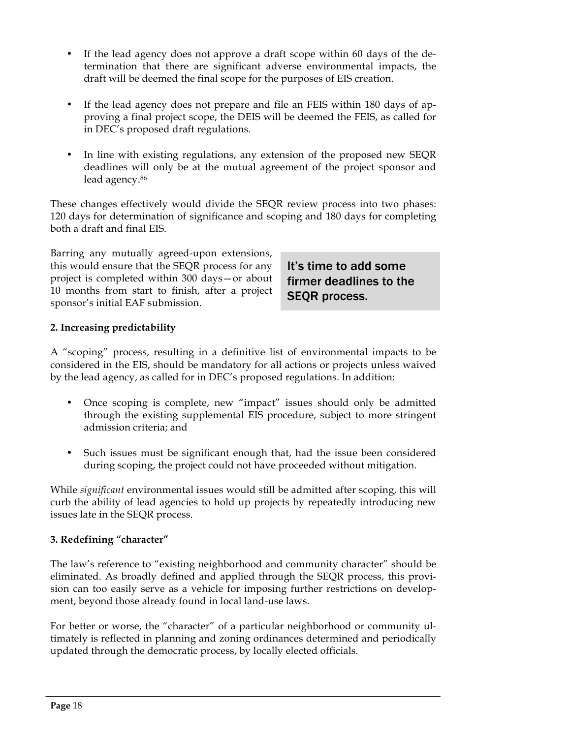- If the lead agency does not approve a draft scope within 60 days of the determination that there are significant adverse environmental impacts, the draft will be deemed the final scope for the purposes of EIS creation.

- If the lead agency does not prepare and file an FEIS within 180 days of approving a final project scope, the DEIS will be deemed the FEIS, as called for in DEC's proposed draft regulations.

- In line with existing regulations, any extension of the proposed new SEQR deadlines will only be at the mutual agreement of the project sponsor and lead agency.[86]

These changes effectively would divide the SEQR review process into two phases: 120 days for determination of significance and scoping and 180 days for completing both a draft and final EIS.

Barring any mutually agreed-upon extensions, this would ensure that the SEQR process for any project is completed within 300 days—or about 10 months from start to finish, after a project sponsor's initial EAF submission.

> It's time to add some firmer deadlines to the SEQR process.

**2. Increasing predictability**

A "scoping" process, resulting in a definitive list of environmental impacts to be considered in the EIS, should be mandatory for all actions or projects unless waived by the lead agency, as called for in DEC's proposed regulations. In addition:

- Once scoping is complete, new "impact" issues should only be admitted through the existing supplemental EIS procedure, subject to more stringent admission criteria; and

- Such issues must be significant enough that, had the issue been considered during scoping, the project could not have proceeded without mitigation.

While *significant* environmental issues would still be admitted after scoping, this will curb the ability of lead agencies to hold up projects by repeatedly introducing new issues late in the SEQR process.

**3. Redefining "character"**

The law's reference to "existing neighborhood and community character" should be eliminated. As broadly defined and applied through the SEQR process, this provision can too easily serve as a vehicle for imposing further restrictions on development, beyond those already found in local land-use laws.

For better or worse, the "character" of a particular neighborhood or community ultimately is reflected in planning and zoning ordinances determined and periodically updated through the democratic process, by locally elected officials.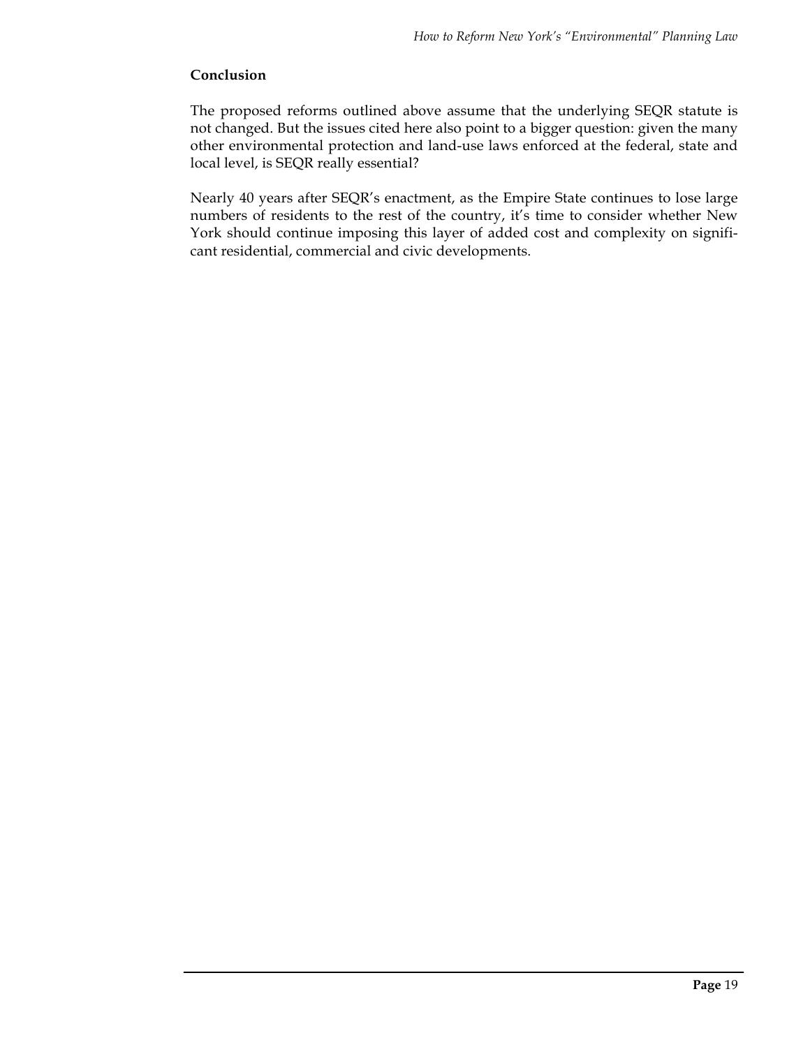## Conclusion

The proposed reforms outlined above assume that the underlying SEQR statute is not changed. But the issues cited here also point to a bigger question: given the many other environmental protection and land-use laws enforced at the federal, state and local level, is SEQR really essential?

Nearly 40 years after SEQR's enactment, as the Empire State continues to lose large numbers of residents to the rest of the country, it's time to consider whether New York should continue imposing this layer of added cost and complexity on significant residential, commercial and civic developments.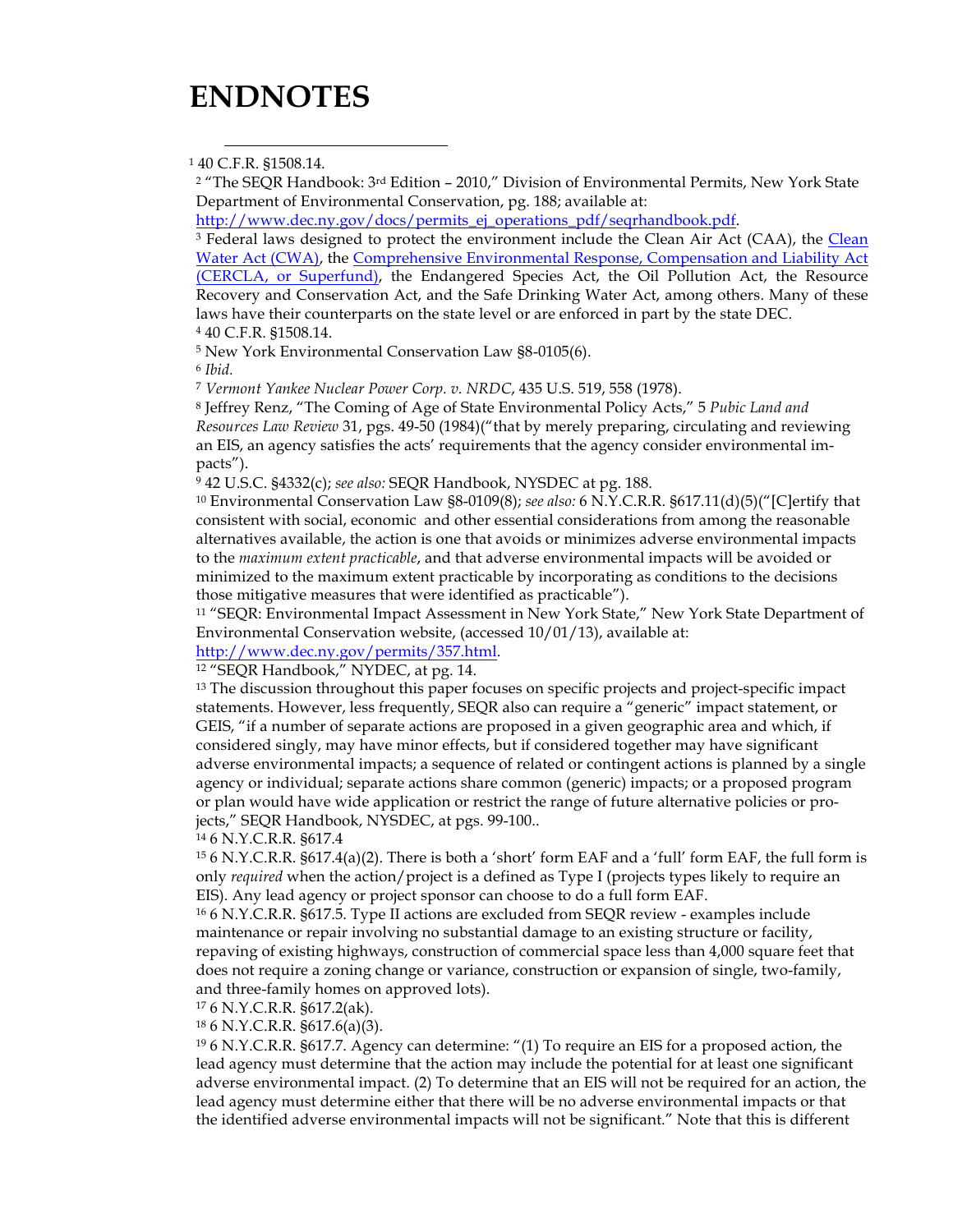# ENDNOTES

[1] 40 C.F.R. §1508.14.

[2] "The SEQR Handbook: 3rd Edition – 2010," Division of Environmental Permits, New York State Department of Environmental Conservation, pg. 188; available at: [http://www.dec.ny.gov/docs/permits_ej_operations_pdf/seqrhandbook.pdf](http://www.dec.ny.gov/docs/permits_ej_operations_pdf/seqrhandbook.pdf).

[3] Federal laws designed to protect the environment include the Clean Air Act (CAA), the Clean Water Act (CWA), the Comprehensive Environmental Response, Compensation and Liability Act (CERCLA, or Superfund), the Endangered Species Act, the Oil Pollution Act, the Resource Recovery and Conservation Act, and the Safe Drinking Water Act, among others. Many of these laws have their counterparts on the state level or are enforced in part by the state DEC.

[4] 40 C.F.R. §1508.14.

[5] New York Environmental Conservation Law §8-0105(6).

[6] *Ibid.*

[7] *Vermont Yankee Nuclear Power Corp. v. NRDC*, 435 U.S. 519, 558 (1978).

[8] Jeffrey Renz, "The Coming of Age of State Environmental Policy Acts," 5 *Pubic Land and Resources Law Review* 31, pgs. 49-50 (1984)("that by merely preparing, circulating and reviewing an EIS, an agency satisfies the acts' requirements that the agency consider environmental impacts").

[9] 42 U.S.C. §4332(c); *see also:* SEQR Handbook, NYSDEC at pg. 188.

[10] Environmental Conservation Law §8-0109(8); *see also:* 6 N.Y.C.R.R. §617.11(d)(5)("[C]ertify that consistent with social, economic and other essential considerations from among the reasonable alternatives available, the action is one that avoids or minimizes adverse environmental impacts to the *maximum extent practicable*, and that adverse environmental impacts will be avoided or minimized to the maximum extent practicable by incorporating as conditions to the decisions those mitigative measures that were identified as practicable").

[11] "SEQR: Environmental Impact Assessment in New York State," New York State Department of Environmental Conservation website, (accessed 10/01/13), available at: [http://www.dec.ny.gov/permits/357.html](http://www.dec.ny.gov/permits/357.html).

[12] "SEQR Handbook," NYDEC, at pg. 14.

[13] The discussion throughout this paper focuses on specific projects and project-specific impact statements. However, less frequently, SEQR also can require a "generic" impact statement, or GEIS, "if a number of separate actions are proposed in a given geographic area and which, if considered singly, may have minor effects, but if considered together may have significant adverse environmental impacts; a sequence of related or contingent actions is planned by a single agency or individual; separate actions share common (generic) impacts; or a proposed program or plan would have wide application or restrict the range of future alternative policies or projects," SEQR Handbook, NYSDEC, at pgs. 99-100..

[14] 6 N.Y.C.R.R. §617.4

[15] 6 N.Y.C.R.R. §617.4(a)(2). There is both a 'short' form EAF and a 'full' form EAF, the full form is only *required* when the action/project is a defined as Type I (projects types likely to require an EIS). Any lead agency or project sponsor can choose to do a full form EAF.

[16] 6 N.Y.C.R.R. §617.5. Type II actions are excluded from SEQR review - examples include maintenance or repair involving no substantial damage to an existing structure or facility, repaving of existing highways, construction of commercial space less than 4,000 square feet that does not require a zoning change or variance, construction or expansion of single, two-family, and three-family homes on approved lots).

[17] 6 N.Y.C.R.R. §617.2(ak).

[18] 6 N.Y.C.R.R. §617.6(a)(3).

[19] 6 N.Y.C.R.R. §617.7. Agency can determine: "(1) To require an EIS for a proposed action, the lead agency must determine that the action may include the potential for at least one significant adverse environmental impact. (2) To determine that an EIS will not be required for an action, the lead agency must determine either that there will be no adverse environmental impacts or that the identified adverse environmental impacts will not be significant." Note that this is different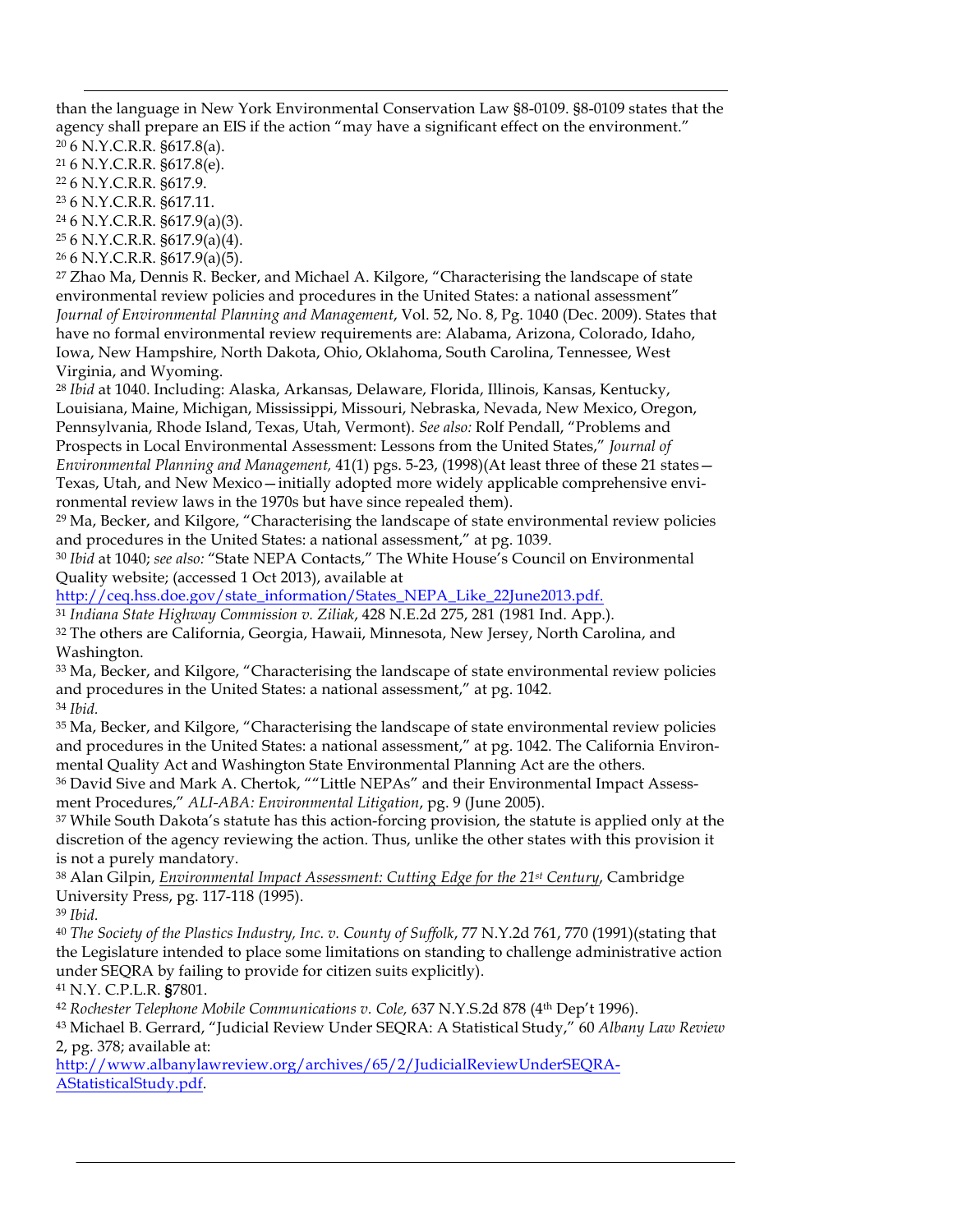than the language in New York Environmental Conservation Law §8-0109. §8-0109 states that the agency shall prepare an EIS if the action "may have a significant effect on the environment."

[20] 6 N.Y.C.R.R. §617.8(a).

[21] 6 N.Y.C.R.R. §617.8(e).

[22] 6 N.Y.C.R.R. §617.9.

[23] 6 N.Y.C.R.R. §617.11.

[24] 6 N.Y.C.R.R. §617.9(a)(3).

[25] 6 N.Y.C.R.R. §617.9(a)(4).

[26] 6 N.Y.C.R.R. §617.9(a)(5).

[27] Zhao Ma, Dennis R. Becker, and Michael A. Kilgore, "Characterising the landscape of state environmental review policies and procedures in the United States: a national assessment" *Journal of Environmental Planning and Management*, Vol. 52, No. 8, Pg. 1040 (Dec. 2009). States that have no formal environmental review requirements are: Alabama, Arizona, Colorado, Idaho, Iowa, New Hampshire, North Dakota, Ohio, Oklahoma, South Carolina, Tennessee, West Virginia, and Wyoming.

[28] *Ibid* at 1040. Including: Alaska, Arkansas, Delaware, Florida, Illinois, Kansas, Kentucky, Louisiana, Maine, Michigan, Mississippi, Missouri, Nebraska, Nevada, New Mexico, Oregon, Pennsylvania, Rhode Island, Texas, Utah, Vermont). *See also:* Rolf Pendall, "Problems and Prospects in Local Environmental Assessment: Lessons from the United States," *Journal of Environmental Planning and Management,* 41(1) pgs. 5-23, (1998)(At least three of these 21 states—Texas, Utah, and New Mexico—initially adopted more widely applicable comprehensive environmental review laws in the 1970s but have since repealed them).

[29] Ma, Becker, and Kilgore, "Characterising the landscape of state environmental review policies and procedures in the United States: a national assessment," at pg. 1039.

[30] *Ibid* at 1040; *see also:* "State NEPA Contacts," The White House's Council on Environmental Quality website; (accessed 1 Oct 2013), available at http://ceq.hss.doe.gov/state_information/States_NEPA_Like_22June2013.pdf.

[31] *Indiana State Highway Commission v. Ziliak*, 428 N.E.2d 275, 281 (1981 Ind. App.).

[32] The others are California, Georgia, Hawaii, Minnesota, New Jersey, North Carolina, and Washington.

[33] Ma, Becker, and Kilgore, "Characterising the landscape of state environmental review policies and procedures in the United States: a national assessment," at pg. 1042.

[34] *Ibid.*

[35] Ma, Becker, and Kilgore, "Characterising the landscape of state environmental review policies and procedures in the United States: a national assessment," at pg. 1042. The California Environmental Quality Act and Washington State Environmental Planning Act are the others.

[36] David Sive and Mark A. Chertok, ""Little NEPAs" and their Environmental Impact Assessment Procedures," *ALI-ABA: Environmental Litigation*, pg. 9 (June 2005).

[37] While South Dakota's statute has this action-forcing provision, the statute is applied only at the discretion of the agency reviewing the action. Thus, unlike the other states with this provision it is not a purely mandatory.

[38] Alan Gilpin, *Environmental Impact Assessment: Cutting Edge for the 21st Century*, Cambridge University Press, pg. 117-118 (1995).

[39] *Ibid.*

[40] *The Society of the Plastics Industry, Inc. v. County of Suffolk*, 77 N.Y.2d 761, 770 (1991)(stating that the Legislature intended to place some limitations on standing to challenge administrative action under SEQRA by failing to provide for citizen suits explicitly).

[41] N.Y. C.P.L.R. **§**7801.

[42] *Rochester Telephone Mobile Communications v. Cole,* 637 N.Y.S.2d 878 (4th Dep't 1996).

[43] Michael B. Gerrard, "Judicial Review Under SEQRA: A Statistical Study," 60 *Albany Law Review* 2, pg. 378; available at: http://www.albanylawreview.org/archives/65/2/JudicialReviewUnderSEQRA-AStatisticalStudy.pdf.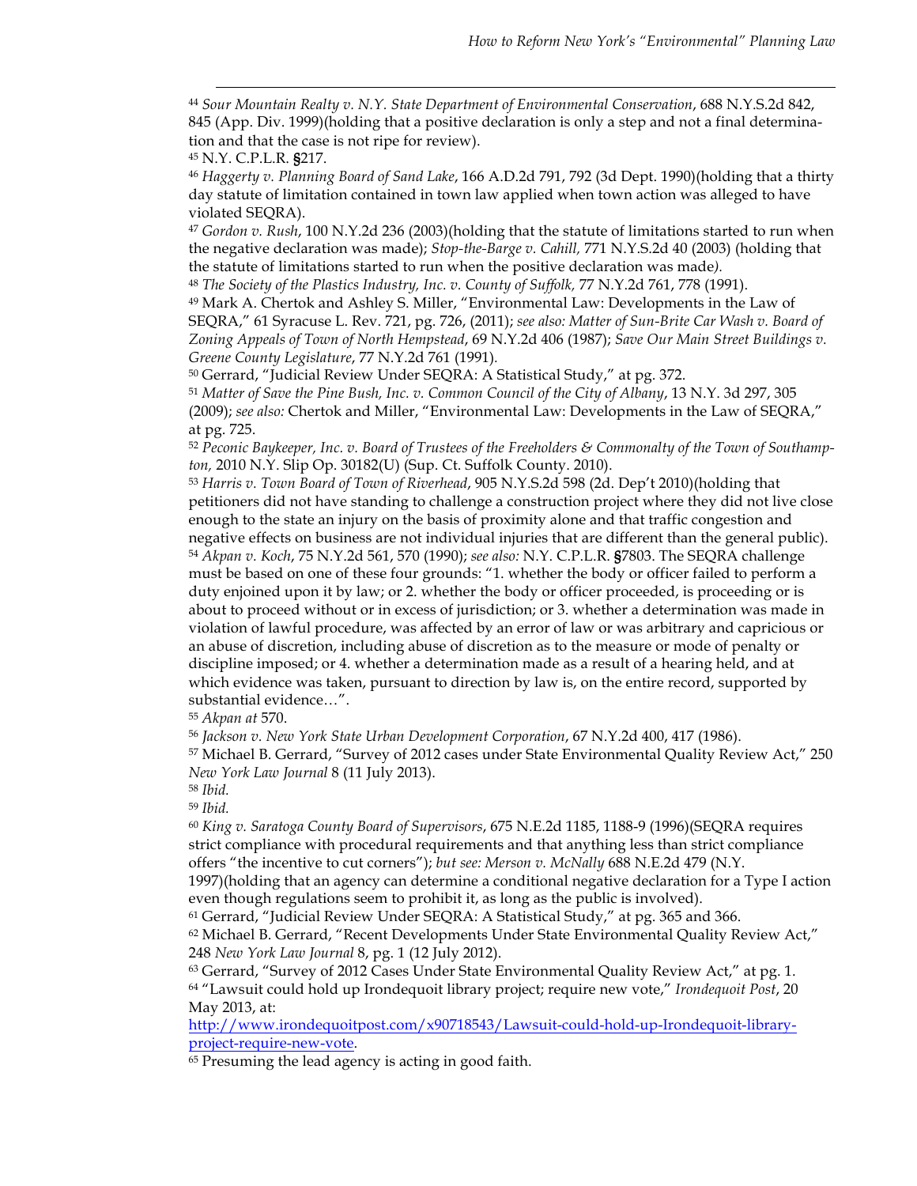[44] *Sour Mountain Realty v. N.Y. State Department of Environmental Conservation*, 688 N.Y.S.2d 842, 845 (App. Div. 1999)(holding that a positive declaration is only a step and not a final determination and that the case is not ripe for review).

[45] N.Y. C.P.L.R. **§**217.

[46] *Haggerty v. Planning Board of Sand Lake*, 166 A.D.2d 791, 792 (3d Dept. 1990)(holding that a thirty day statute of limitation contained in town law applied when town action was alleged to have violated SEQRA).

[47] *Gordon v. Rush*, 100 N.Y.2d 236 (2003)(holding that the statute of limitations started to run when the negative declaration was made); *Stop-the-Barge v. Cahill,* 771 N.Y.S.2d 40 (2003) (holding that the statute of limitations started to run when the positive declaration was made*).*

[48] *The Society of the Plastics Industry, Inc. v. County of Suffolk,* 77 N.Y.2d 761, 778 (1991).

[49] Mark A. Chertok and Ashley S. Miller, "Environmental Law: Developments in the Law of SEQRA," 61 Syracuse L. Rev. 721, pg. 726, (2011); *see also: Matter of Sun-Brite Car Wash v. Board of Zoning Appeals of Town of North Hempstead*, 69 N.Y.2d 406 (1987); *Save Our Main Street Buildings v. Greene County Legislature*, 77 N.Y.2d 761 (1991).

[50] Gerrard, "Judicial Review Under SEQRA: A Statistical Study," at pg. 372.

[51] *Matter of Save the Pine Bush, Inc. v. Common Council of the City of Albany*, 13 N.Y. 3d 297, 305 (2009); *see also:* Chertok and Miller, "Environmental Law: Developments in the Law of SEQRA," at pg. 725.

[52] *Peconic Baykeeper, Inc. v. Board of Trustees of the Freeholders & Commonalty of the Town of Southampton,* 2010 N.Y. Slip Op. 30182(U) (Sup. Ct. Suffolk County. 2010).

[53] *Harris v. Town Board of Town of Riverhead*, 905 N.Y.S.2d 598 (2d. Dep't 2010)(holding that petitioners did not have standing to challenge a construction project where they did not live close enough to the state an injury on the basis of proximity alone and that traffic congestion and negative effects on business are not individual injuries that are different than the general public).

[54] *Akpan v. Koch*, 75 N.Y.2d 561, 570 (1990); *see also:* N.Y. C.P.L.R. **§**7803. The SEQRA challenge must be based on one of these four grounds: "1. whether the body or officer failed to perform a duty enjoined upon it by law; or 2. whether the body or officer proceeded, is proceeding or is about to proceed without or in excess of jurisdiction; or 3. whether a determination was made in violation of lawful procedure, was affected by an error of law or was arbitrary and capricious or an abuse of discretion, including abuse of discretion as to the measure or mode of penalty or discipline imposed; or 4. whether a determination made as a result of a hearing held, and at which evidence was taken, pursuant to direction by law is, on the entire record, supported by substantial evidence…".

[55] *Akpan at* 570.

[56] *Jackson v. New York State Urban Development Corporation*, 67 N.Y.2d 400, 417 (1986).

[57] Michael B. Gerrard, "Survey of 2012 cases under State Environmental Quality Review Act," 250 *New York Law Journal* 8 (11 July 2013).

[58] *Ibid.*

[59] *Ibid.*

[60] *King v. Saratoga County Board of Supervisors*, 675 N.E.2d 1185, 1188-9 (1996)(SEQRA requires strict compliance with procedural requirements and that anything less than strict compliance offers "the incentive to cut corners"); *but see: Merson v. McNally* 688 N.E.2d 479 (N.Y. 1997)(holding that an agency can determine a conditional negative declaration for a Type I action even though regulations seem to prohibit it, as long as the public is involved).

[61] Gerrard, "Judicial Review Under SEQRA: A Statistical Study," at pg. 365 and 366.

[62] Michael B. Gerrard, "Recent Developments Under State Environmental Quality Review Act," 248 *New York Law Journal* 8, pg. 1 (12 July 2012).

[63] Gerrard, "Survey of 2012 Cases Under State Environmental Quality Review Act," at pg. 1.

[64] "Lawsuit could hold up Irondequoit library project; require new vote," *Irondequoit Post*, 20 May 2013, at: http://www.irondequoitpost.com/x90718543/Lawsuit-could-hold-up-Irondequoit-library-project-require-new-vote.

[65] Presuming the lead agency is acting in good faith.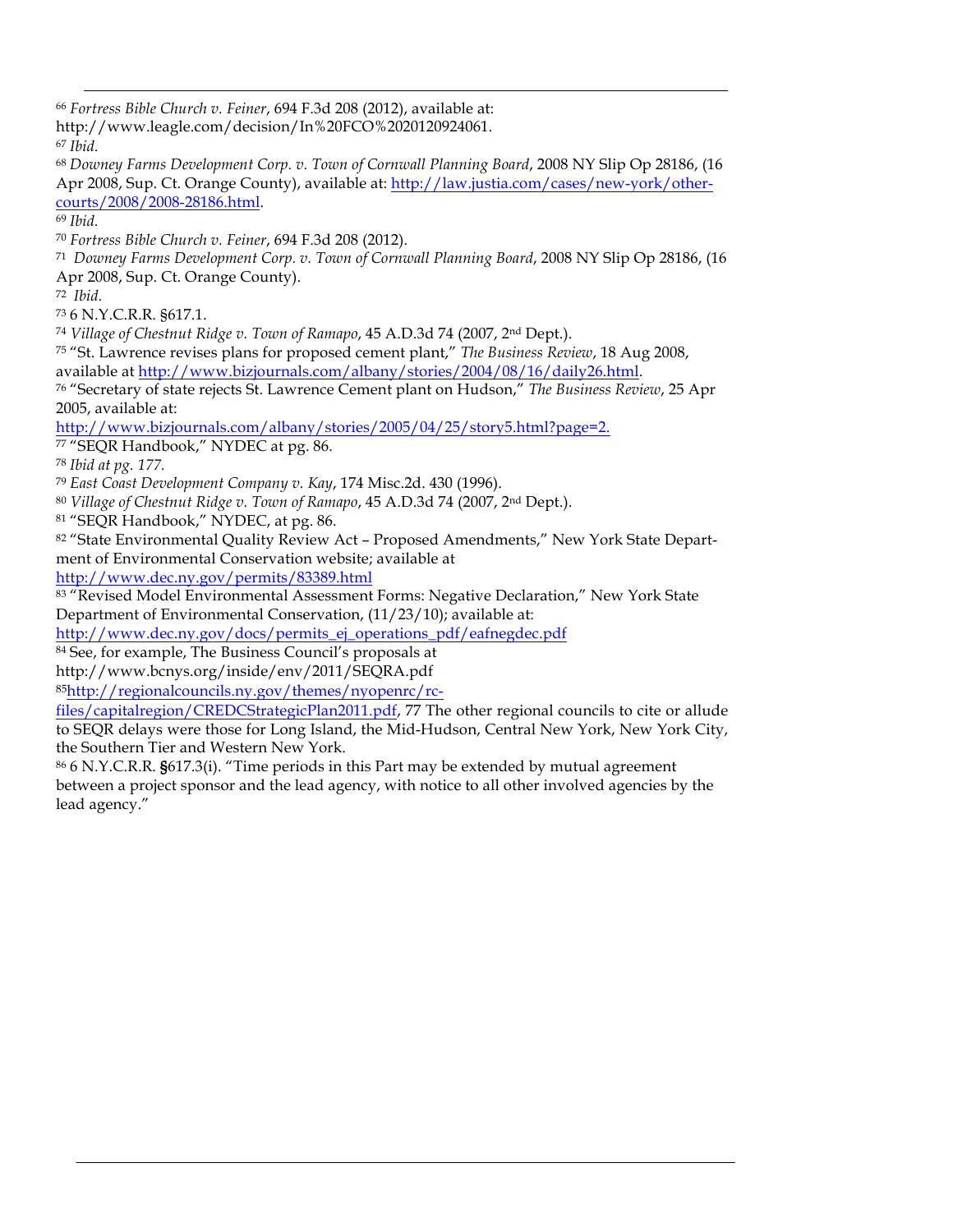[66] *Fortress Bible Church v. Feiner*, 694 F.3d 208 (2012), available at: http://www.leagle.com/decision/In%20FCO%2020120924061.

[67] *Ibid.*

[68] *Downey Farms Development Corp. v. Town of Cornwall Planning Board*, 2008 NY Slip Op 28186, (16 Apr 2008, Sup. Ct. Orange County), available at: http://law.justia.com/cases/new-york/other-courts/2008/2008-28186.html.

[69] *Ibid.*

[70] *Fortress Bible Church v. Feiner*, 694 F.3d 208 (2012).

[71] *Downey Farms Development Corp. v. Town of Cornwall Planning Board*, 2008 NY Slip Op 28186, (16 Apr 2008, Sup. Ct. Orange County).

[72] *Ibid.*

[73] 6 N.Y.C.R.R. §617.1.

[74] *Village of Chestnut Ridge v. Town of Ramapo*, 45 A.D.3d 74 (2007, 2nd Dept.).

[75] "St. Lawrence revises plans for proposed cement plant," *The Business Review*, 18 Aug 2008, available at http://www.bizjournals.com/albany/stories/2004/08/16/daily26.html.

[76] "Secretary of state rejects St. Lawrence Cement plant on Hudson," *The Business Review*, 25 Apr 2005, available at: http://www.bizjournals.com/albany/stories/2005/04/25/story5.html?page=2.

[77] "SEQR Handbook," NYDEC at pg. 86.

[78] *Ibid at pg. 177.*

[79] *East Coast Development Company v. Kay*, 174 Misc.2d. 430 (1996).

[80] *Village of Chestnut Ridge v. Town of Ramapo*, 45 A.D.3d 74 (2007, 2nd Dept.).

[81] "SEQR Handbook," NYDEC, at pg. 86.

[82] "State Environmental Quality Review Act – Proposed Amendments," New York State Department of Environmental Conservation website; available at http://www.dec.ny.gov/permits/83389.html

[83] "Revised Model Environmental Assessment Forms: Negative Declaration," New York State Department of Environmental Conservation, (11/23/10); available at: http://www.dec.ny.gov/docs/permits_ej_operations_pdf/eafnegdec.pdf

[84] See, for example, The Business Council's proposals at http://www.bcnys.org/inside/env/2011/SEQRA.pdf

[85] http://regionalcouncils.ny.gov/themes/nyopenrc/rc-files/capitalregion/CREDCStrategicPlan2011.pdf, 77 The other regional councils to cite or allude to SEQR delays were those for Long Island, the Mid-Hudson, Central New York, New York City, the Southern Tier and Western New York.

[86] 6 N.Y.C.R.R. **§**617.3(i). "Time periods in this Part may be extended by mutual agreement between a project sponsor and the lead agency, with notice to all other involved agencies by the lead agency."